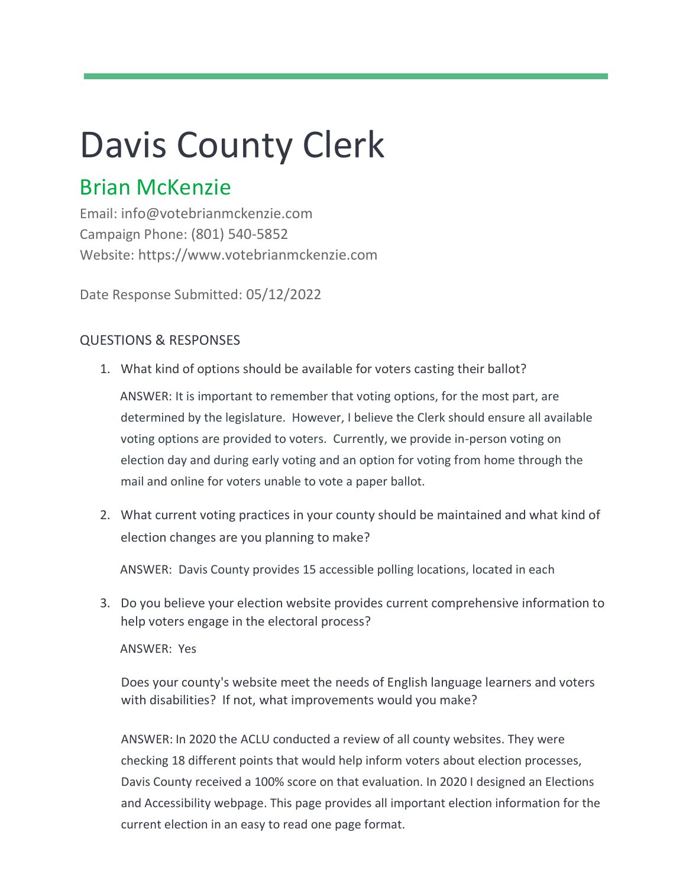# Davis County Clerk

## Brian McKenzie

Email: info@votebrianmckenzie.com
Campaign Phone: (801) 540-5852
Website: https://www.votebrianmckenzie.com

Date Response Submitted: 05/12/2022

### QUESTIONS & RESPONSES

1. What kind of options should be available for voters casting their ballot?

   ANSWER: It is important to remember that voting options, for the most part, are determined by the legislature. However, I believe the Clerk should ensure all available voting options are provided to voters. Currently, we provide in-person voting on election day and during early voting and an option for voting from home through the mail and online for voters unable to vote a paper ballot.

2. What current voting practices in your county should be maintained and what kind of election changes are you planning to make?

   ANSWER: Davis County provides 15 accessible polling locations, located in each

3. Do you believe your election website provides current comprehensive information to help voters engage in the electoral process?

   ANSWER: Yes

   Does your county's website meet the needs of English language learners and voters with disabilities? If not, what improvements would you make?

   ANSWER: In 2020 the ACLU conducted a review of all county websites. They were checking 18 different points that would help inform voters about election processes, Davis County received a 100% score on that evaluation. In 2020 I designed an Elections and Accessibility webpage. This page provides all important election information for the current election in an easy to read one page format.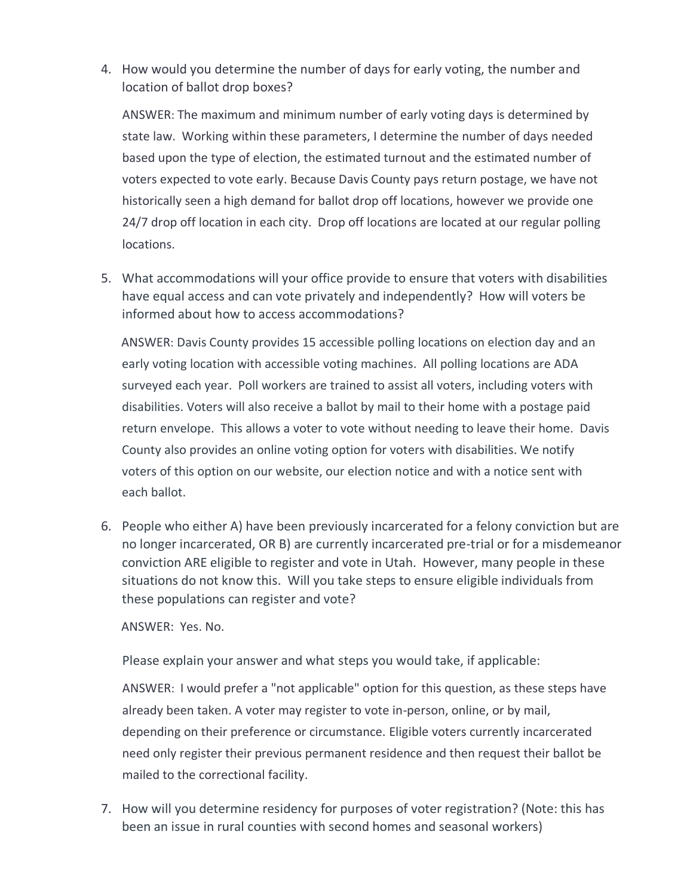4. How would you determine the number of days for early voting, the number and location of ballot drop boxes?

   ANSWER: The maximum and minimum number of early voting days is determined by state law. Working within these parameters, I determine the number of days needed based upon the type of election, the estimated turnout and the estimated number of voters expected to vote early. Because Davis County pays return postage, we have not historically seen a high demand for ballot drop off locations, however we provide one 24/7 drop off location in each city. Drop off locations are located at our regular polling locations.

5. What accommodations will your office provide to ensure that voters with disabilities have equal access and can vote privately and independently? How will voters be informed about how to access accommodations?

   ANSWER: Davis County provides 15 accessible polling locations on election day and an early voting location with accessible voting machines. All polling locations are ADA surveyed each year. Poll workers are trained to assist all voters, including voters with disabilities. Voters will also receive a ballot by mail to their home with a postage paid return envelope. This allows a voter to vote without needing to leave their home. Davis County also provides an online voting option for voters with disabilities. We notify voters of this option on our website, our election notice and with a notice sent with each ballot.

6. People who either A) have been previously incarcerated for a felony conviction but are no longer incarcerated, OR B) are currently incarcerated pre-trial or for a misdemeanor conviction ARE eligible to register and vote in Utah. However, many people in these situations do not know this. Will you take steps to ensure eligible individuals from these populations can register and vote?

   ANSWER: Yes. No.

   Please explain your answer and what steps you would take, if applicable:

   ANSWER: I would prefer a "not applicable" option for this question, as these steps have already been taken. A voter may register to vote in-person, online, or by mail, depending on their preference or circumstance. Eligible voters currently incarcerated need only register their previous permanent residence and then request their ballot be mailed to the correctional facility.

7. How will you determine residency for purposes of voter registration? (Note: this has been an issue in rural counties with second homes and seasonal workers)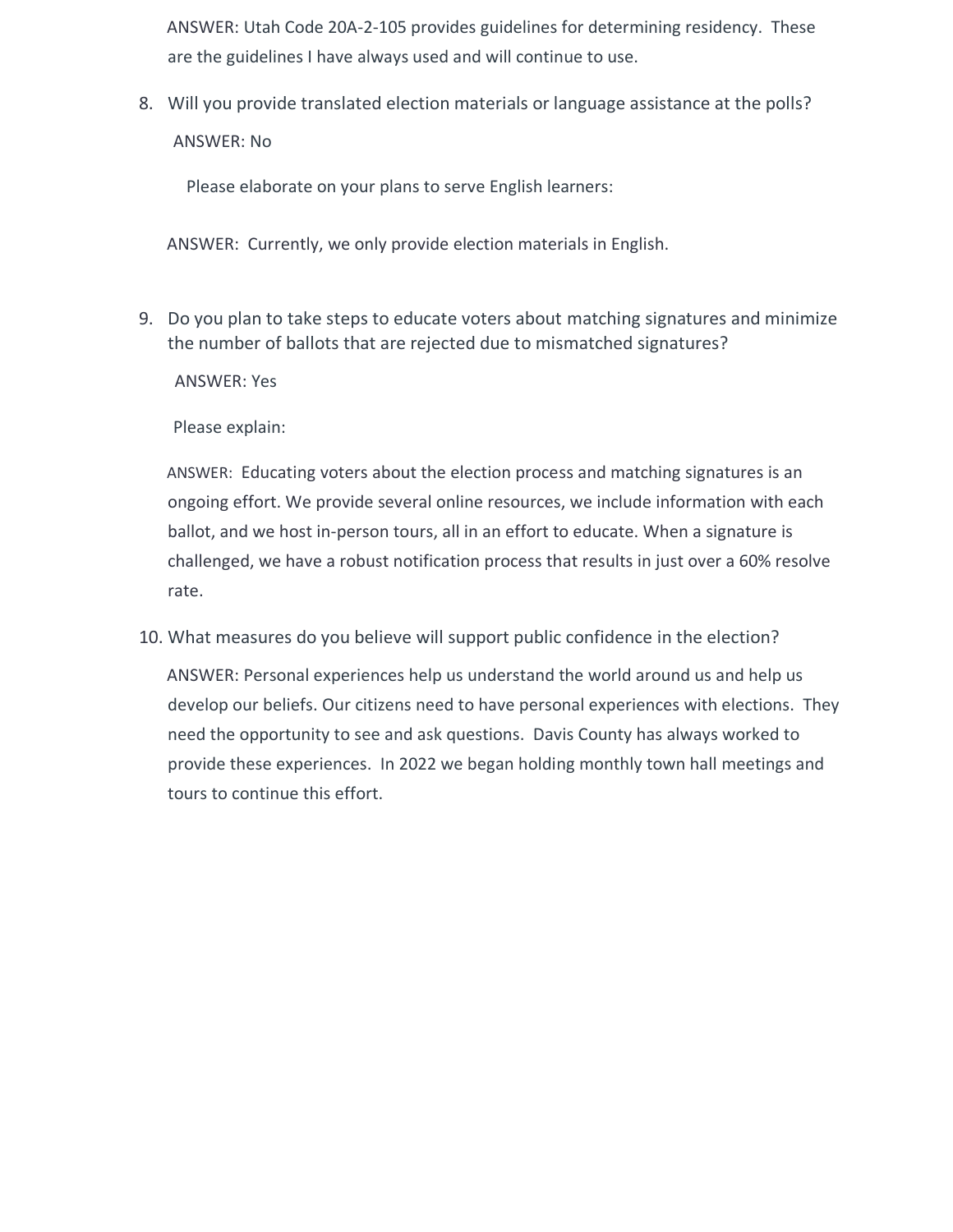ANSWER: Utah Code 20A-2-105 provides guidelines for determining residency. These are the guidelines I have always used and will continue to use.

8. Will you provide translated election materials or language assistance at the polls?

   ANSWER: No

   Please elaborate on your plans to serve English learners:

   ANSWER: Currently, we only provide election materials in English.

9. Do you plan to take steps to educate voters about matching signatures and minimize the number of ballots that are rejected due to mismatched signatures?

   ANSWER: Yes

   Please explain:

   ANSWER: Educating voters about the election process and matching signatures is an ongoing effort. We provide several online resources, we include information with each ballot, and we host in-person tours, all in an effort to educate. When a signature is challenged, we have a robust notification process that results in just over a 60% resolve rate.

10. What measures do you believe will support public confidence in the election?

    ANSWER: Personal experiences help us understand the world around us and help us develop our beliefs. Our citizens need to have personal experiences with elections. They need the opportunity to see and ask questions. Davis County has always worked to provide these experiences. In 2022 we began holding monthly town hall meetings and tours to continue this effort.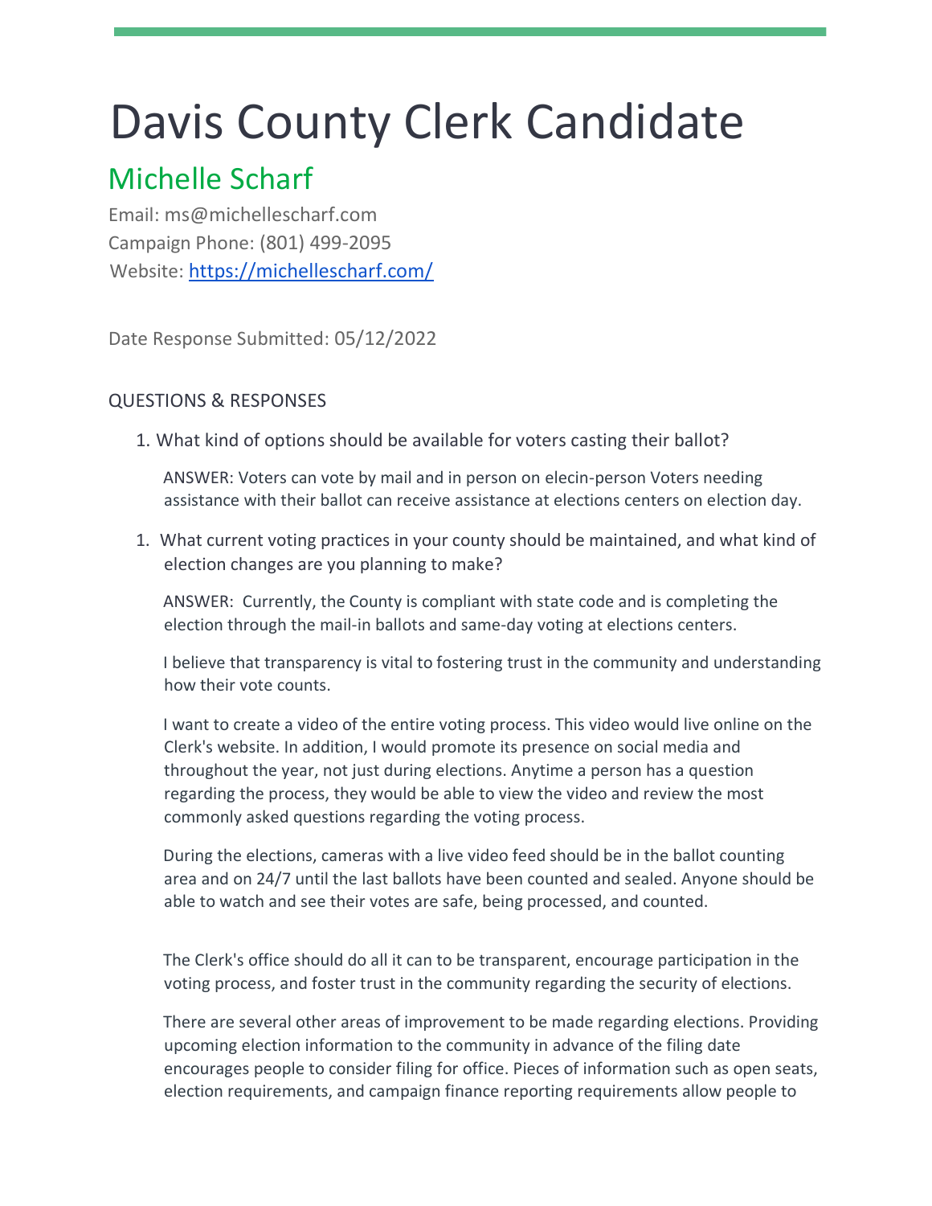# Davis County Clerk Candidate

## Michelle Scharf

Email: ms@michellescharf.com
Campaign Phone: (801) 499-2095
Website: https://michellescharf.com/

Date Response Submitted: 05/12/2022

### QUESTIONS & RESPONSES

1. What kind of options should be available for voters casting their ballot?

   ANSWER: Voters can vote by mail and in person on elecin-person Voters needing assistance with their ballot can receive assistance at elections centers on election day.

1. What current voting practices in your county should be maintained, and what kind of election changes are you planning to make?

   ANSWER: Currently, the County is compliant with state code and is completing the election through the mail-in ballots and same-day voting at elections centers.

   I believe that transparency is vital to fostering trust in the community and understanding how their vote counts.

   I want to create a video of the entire voting process. This video would live online on the Clerk's website. In addition, I would promote its presence on social media and throughout the year, not just during elections. Anytime a person has a question regarding the process, they would be able to view the video and review the most commonly asked questions regarding the voting process.

   During the elections, cameras with a live video feed should be in the ballot counting area and on 24/7 until the last ballots have been counted and sealed. Anyone should be able to watch and see their votes are safe, being processed, and counted.

   The Clerk's office should do all it can to be transparent, encourage participation in the voting process, and foster trust in the community regarding the security of elections.

   There are several other areas of improvement to be made regarding elections. Providing upcoming election information to the community in advance of the filing date encourages people to consider filing for office. Pieces of information such as open seats, election requirements, and campaign finance reporting requirements allow people to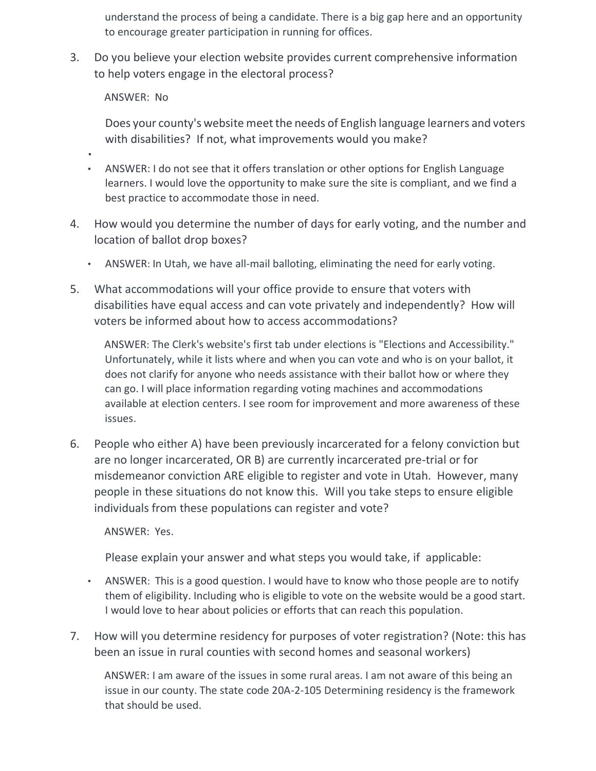understand the process of being a candidate. There is a big gap here and an opportunity to encourage greater participation in running for offices.

3. Do you believe your election website provides current comprehensive information to help voters engage in the electoral process?

   ANSWER: No

   Does your county's website meet the needs of English language learners and voters with disabilities? If not, what improvements would you make?

   - ANSWER: I do not see that it offers translation or other options for English Language learners. I would love the opportunity to make sure the site is compliant, and we find a best practice to accommodate those in need.

4. How would you determine the number of days for early voting, and the number and location of ballot drop boxes?

   - ANSWER: In Utah, we have all-mail balloting, eliminating the need for early voting.

5. What accommodations will your office provide to ensure that voters with disabilities have equal access and can vote privately and independently? How will voters be informed about how to access accommodations?

   ANSWER: The Clerk's website's first tab under elections is "Elections and Accessibility." Unfortunately, while it lists where and when you can vote and who is on your ballot, it does not clarify for anyone who needs assistance with their ballot how or where they can go. I will place information regarding voting machines and accommodations available at election centers. I see room for improvement and more awareness of these issues.

6. People who either A) have been previously incarcerated for a felony conviction but are no longer incarcerated, OR B) are currently incarcerated pre-trial or for misdemeanor conviction ARE eligible to register and vote in Utah. However, many people in these situations do not know this. Will you take steps to ensure eligible individuals from these populations can register and vote?

   ANSWER: Yes.

   Please explain your answer and what steps you would take, if applicable:

   - ANSWER: This is a good question. I would have to know who those people are to notify them of eligibility. Including who is eligible to vote on the website would be a good start. I would love to hear about policies or efforts that can reach this population.

7. How will you determine residency for purposes of voter registration? (Note: this has been an issue in rural counties with second homes and seasonal workers)

   ANSWER: I am aware of the issues in some rural areas. I am not aware of this being an issue in our county. The state code 20A-2-105 Determining residency is the framework that should be used.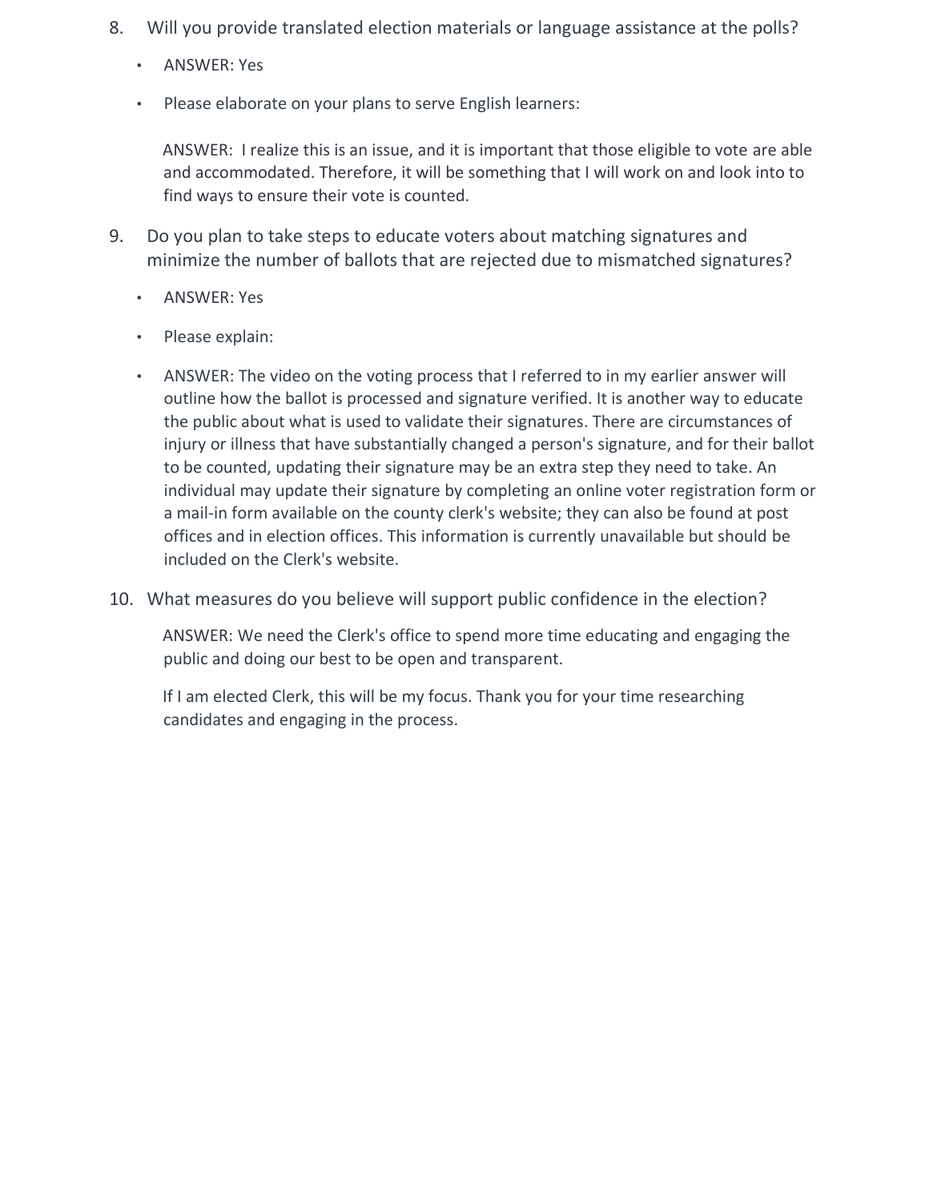8. Will you provide translated election materials or language assistance at the polls?

   - ANSWER: Yes
   - Please elaborate on your plans to serve English learners:

   ANSWER: I realize this is an issue, and it is important that those eligible to vote are able and accommodated. Therefore, it will be something that I will work on and look into to find ways to ensure their vote is counted.

9. Do you plan to take steps to educate voters about matching signatures and minimize the number of ballots that are rejected due to mismatched signatures?

   - ANSWER: Yes
   - Please explain:
   - ANSWER: The video on the voting process that I referred to in my earlier answer will outline how the ballot is processed and signature verified. It is another way to educate the public about what is used to validate their signatures. There are circumstances of injury or illness that have substantially changed a person's signature, and for their ballot to be counted, updating their signature may be an extra step they need to take. An individual may update their signature by completing an online voter registration form or a mail-in form available on the county clerk's website; they can also be found at post offices and in election offices. This information is currently unavailable but should be included on the Clerk's website.

10. What measures do you believe will support public confidence in the election?

    ANSWER: We need the Clerk's office to spend more time educating and engaging the public and doing our best to be open and transparent.

    If I am elected Clerk, this will be my focus. Thank you for your time researching candidates and engaging in the process.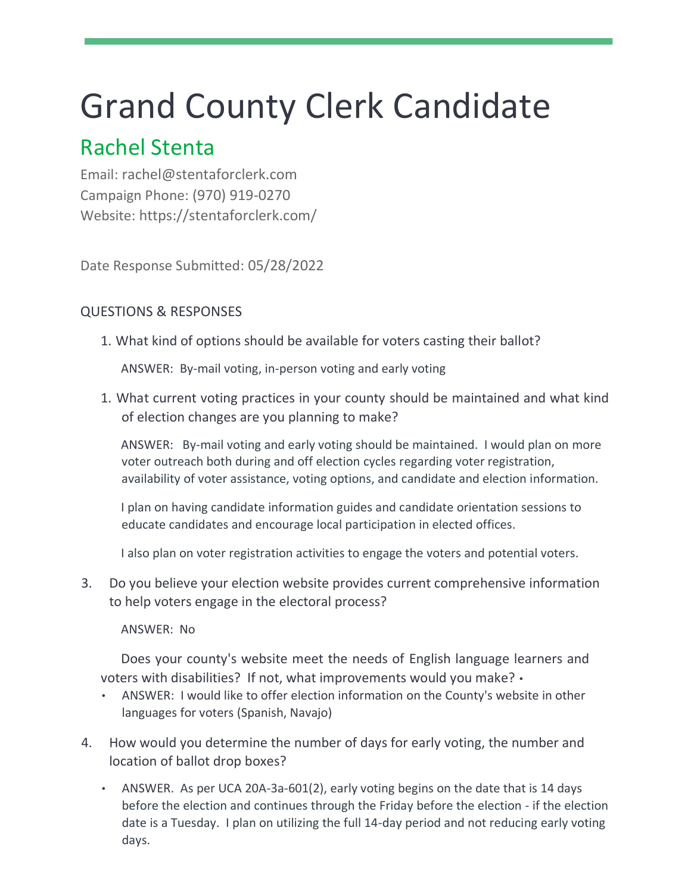# Grand County Clerk Candidate

## Rachel Stenta

Email: rachel@stentaforclerk.com
Campaign Phone: (970) 919-0270
Website: https://stentaforclerk.com/

Date Response Submitted: 05/28/2022

QUESTIONS & RESPONSES

1. What kind of options should be available for voters casting their ballot?

   ANSWER: By-mail voting, in-person voting and early voting

1. What current voting practices in your county should be maintained and what kind of election changes are you planning to make?

   ANSWER: By-mail voting and early voting should be maintained. I would plan on more voter outreach both during and off election cycles regarding voter registration, availability of voter assistance, voting options, and candidate and election information.

   I plan on having candidate information guides and candidate orientation sessions to educate candidates and encourage local participation in elected offices.

   I also plan on voter registration activities to engage the voters and potential voters.

3. Do you believe your election website provides current comprehensive information to help voters engage in the electoral process?

   ANSWER: No

   Does your county's website meet the needs of English language learners and voters with disabilities? If not, what improvements would you make? •

   - ANSWER: I would like to offer election information on the County's website in other languages for voters (Spanish, Navajo)

4. How would you determine the number of days for early voting, the number and location of ballot drop boxes?

   - ANSWER. As per UCA 20A-3a-601(2), early voting begins on the date that is 14 days before the election and continues through the Friday before the election - if the election date is a Tuesday. I plan on utilizing the full 14-day period and not reducing early voting days.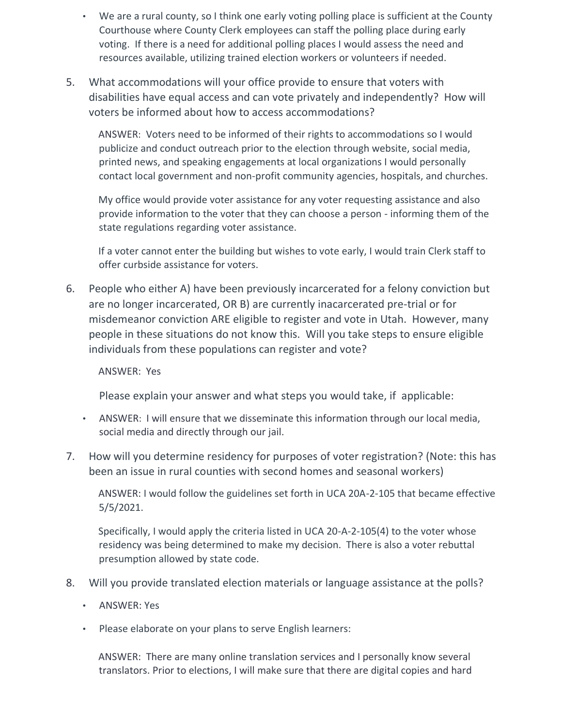- We are a rural county, so I think one early voting polling place is sufficient at the County Courthouse where County Clerk employees can staff the polling place during early voting. If there is a need for additional polling places I would assess the need and resources available, utilizing trained election workers or volunteers if needed.

5. What accommodations will your office provide to ensure that voters with disabilities have equal access and can vote privately and independently? How will voters be informed about how to access accommodations?

   ANSWER: Voters need to be informed of their rights to accommodations so I would publicize and conduct outreach prior to the election through website, social media, printed news, and speaking engagements at local organizations I would personally contact local government and non-profit community agencies, hospitals, and churches.

   My office would provide voter assistance for any voter requesting assistance and also provide information to the voter that they can choose a person - informing them of the state regulations regarding voter assistance.

   If a voter cannot enter the building but wishes to vote early, I would train Clerk staff to offer curbside assistance for voters.

6. People who either A) have been previously incarcerated for a felony conviction but are no longer incarcerated, OR B) are currently inacarcerated pre-trial or for misdemeanor conviction ARE eligible to register and vote in Utah. However, many people in these situations do not know this. Will you take steps to ensure eligible individuals from these populations can register and vote?

   ANSWER: Yes

   Please explain your answer and what steps you would take, if applicable:

   - ANSWER: I will ensure that we disseminate this information through our local media, social media and directly through our jail.

7. How will you determine residency for purposes of voter registration? (Note: this has been an issue in rural counties with second homes and seasonal workers)

   ANSWER: I would follow the guidelines set forth in UCA 20A-2-105 that became effective 5/5/2021.

   Specifically, I would apply the criteria listed in UCA 20-A-2-105(4) to the voter whose residency was being determined to make my decision. There is also a voter rebuttal presumption allowed by state code.

8. Will you provide translated election materials or language assistance at the polls?

   - ANSWER: Yes
   - Please elaborate on your plans to serve English learners:

   ANSWER: There are many online translation services and I personally know several translators. Prior to elections, I will make sure that there are digital copies and hard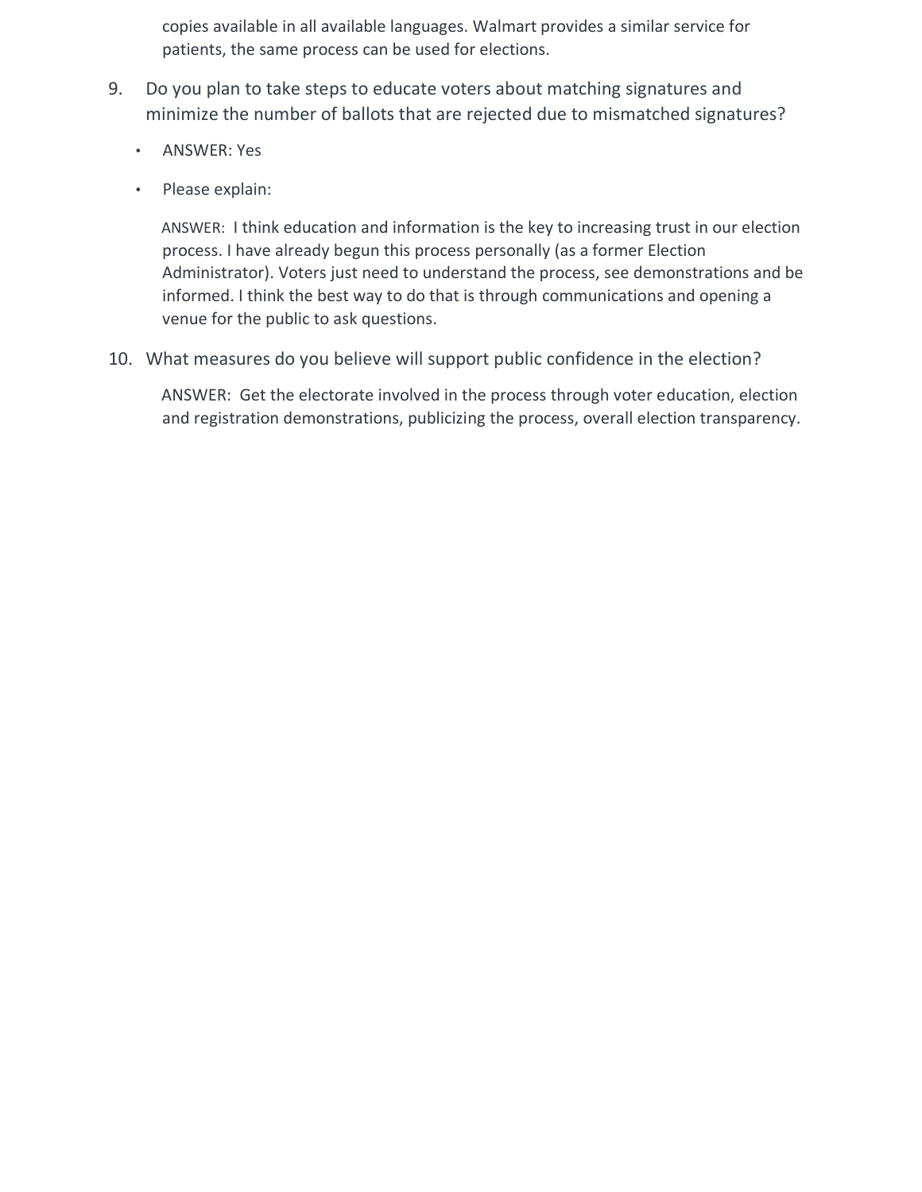copies available in all available languages. Walmart provides a similar service for patients, the same process can be used for elections.

9. Do you plan to take steps to educate voters about matching signatures and minimize the number of ballots that are rejected due to mismatched signatures?

   - ANSWER: Yes
   - Please explain:

   ANSWER: I think education and information is the key to increasing trust in our election process. I have already begun this process personally (as a former Election Administrator). Voters just need to understand the process, see demonstrations and be informed. I think the best way to do that is through communications and opening a venue for the public to ask questions.

10. What measures do you believe will support public confidence in the election?

    ANSWER: Get the electorate involved in the process through voter education, election and registration demonstrations, publicizing the process, overall election transparency.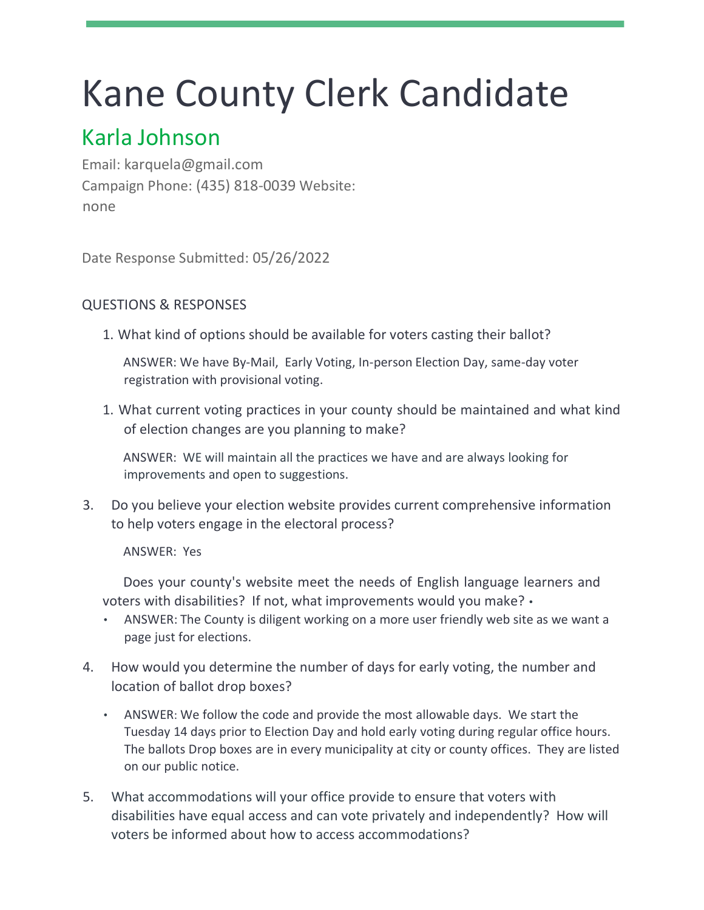# Kane County Clerk Candidate

## Karla Johnson

Email: karquela@gmail.com
Campaign Phone: (435) 818-0039 Website: none

Date Response Submitted: 05/26/2022

QUESTIONS & RESPONSES

1. What kind of options should be available for voters casting their ballot?

   ANSWER: We have By-Mail, Early Voting, In-person Election Day, same-day voter registration with provisional voting.

1. What current voting practices in your county should be maintained and what kind of election changes are you planning to make?

   ANSWER: WE will maintain all the practices we have and are always looking for improvements and open to suggestions.

3. Do you believe your election website provides current comprehensive information to help voters engage in the electoral process?

   ANSWER: Yes

   Does your county's website meet the needs of English language learners and voters with disabilities? If not, what improvements would you make? •

   - ANSWER: The County is diligent working on a more user friendly web site as we want a page just for elections.

4. How would you determine the number of days for early voting, the number and location of ballot drop boxes?

   - ANSWER: We follow the code and provide the most allowable days. We start the Tuesday 14 days prior to Election Day and hold early voting during regular office hours. The ballots Drop boxes are in every municipality at city or county offices. They are listed on our public notice.

5. What accommodations will your office provide to ensure that voters with disabilities have equal access and can vote privately and independently? How will voters be informed about how to access accommodations?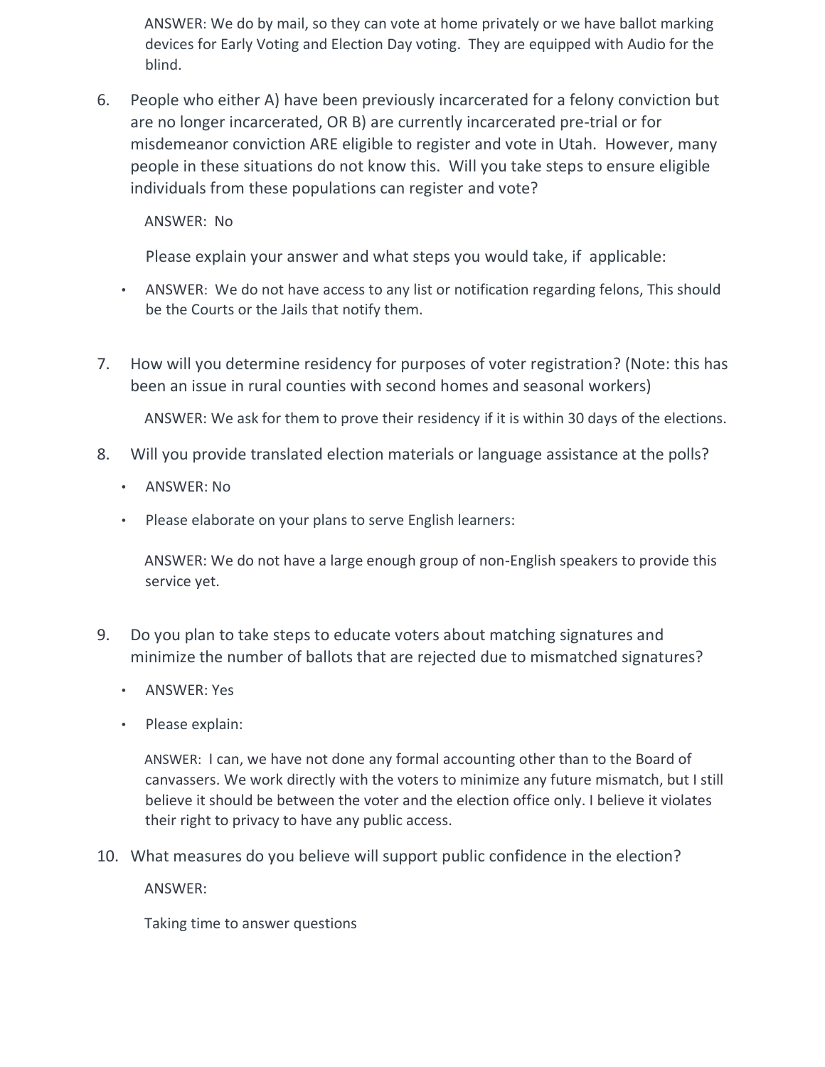ANSWER: We do by mail, so they can vote at home privately or we have ballot marking devices for Early Voting and Election Day voting. They are equipped with Audio for the blind.

6. People who either A) have been previously incarcerated for a felony conviction but are no longer incarcerated, OR B) are currently incarcerated pre-trial or for misdemeanor conviction ARE eligible to register and vote in Utah. However, many people in these situations do not know this. Will you take steps to ensure eligible individuals from these populations can register and vote?

   ANSWER: No

   Please explain your answer and what steps you would take, if applicable:

   - ANSWER: We do not have access to any list or notification regarding felons, This should be the Courts or the Jails that notify them.

7. How will you determine residency for purposes of voter registration? (Note: this has been an issue in rural counties with second homes and seasonal workers)

   ANSWER: We ask for them to prove their residency if it is within 30 days of the elections.

8. Will you provide translated election materials or language assistance at the polls?

   - ANSWER: No
   - Please elaborate on your plans to serve English learners:

   ANSWER: We do not have a large enough group of non-English speakers to provide this service yet.

9. Do you plan to take steps to educate voters about matching signatures and minimize the number of ballots that are rejected due to mismatched signatures?

   - ANSWER: Yes
   - Please explain:

   ANSWER: I can, we have not done any formal accounting other than to the Board of canvassers. We work directly with the voters to minimize any future mismatch, but I still believe it should be between the voter and the election office only. I believe it violates their right to privacy to have any public access.

10. What measures do you believe will support public confidence in the election?

    ANSWER:

    Taking time to answer questions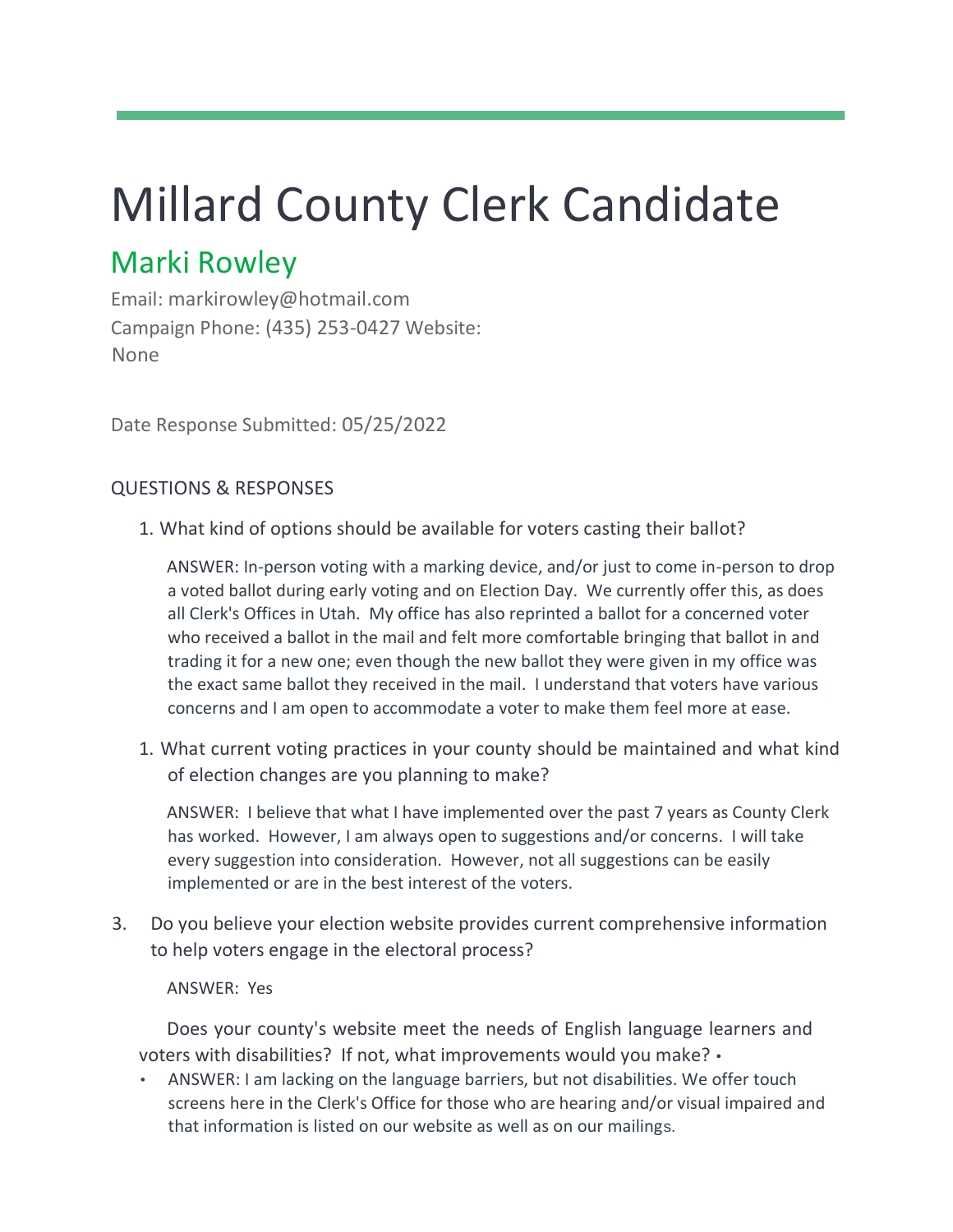# Millard County Clerk Candidate

## Marki Rowley

Email: markirowley@hotmail.com
Campaign Phone: (435) 253-0427 Website:
None

Date Response Submitted: 05/25/2022

QUESTIONS & RESPONSES

1. What kind of options should be available for voters casting their ballot?

   ANSWER: In-person voting with a marking device, and/or just to come in-person to drop a voted ballot during early voting and on Election Day. We currently offer this, as does all Clerk's Offices in Utah. My office has also reprinted a ballot for a concerned voter who received a ballot in the mail and felt more comfortable bringing that ballot in and trading it for a new one; even though the new ballot they were given in my office was the exact same ballot they received in the mail. I understand that voters have various concerns and I am open to accommodate a voter to make them feel more at ease.

1. What current voting practices in your county should be maintained and what kind of election changes are you planning to make?

   ANSWER: I believe that what I have implemented over the past 7 years as County Clerk has worked. However, I am always open to suggestions and/or concerns. I will take every suggestion into consideration. However, not all suggestions can be easily implemented or are in the best interest of the voters.

3. Do you believe your election website provides current comprehensive information to help voters engage in the electoral process?

   ANSWER: Yes

   Does your county's website meet the needs of English language learners and voters with disabilities? If not, what improvements would you make? •

- ANSWER: I am lacking on the language barriers, but not disabilities. We offer touch screens here in the Clerk's Office for those who are hearing and/or visual impaired and that information is listed on our website as well as on our mailings.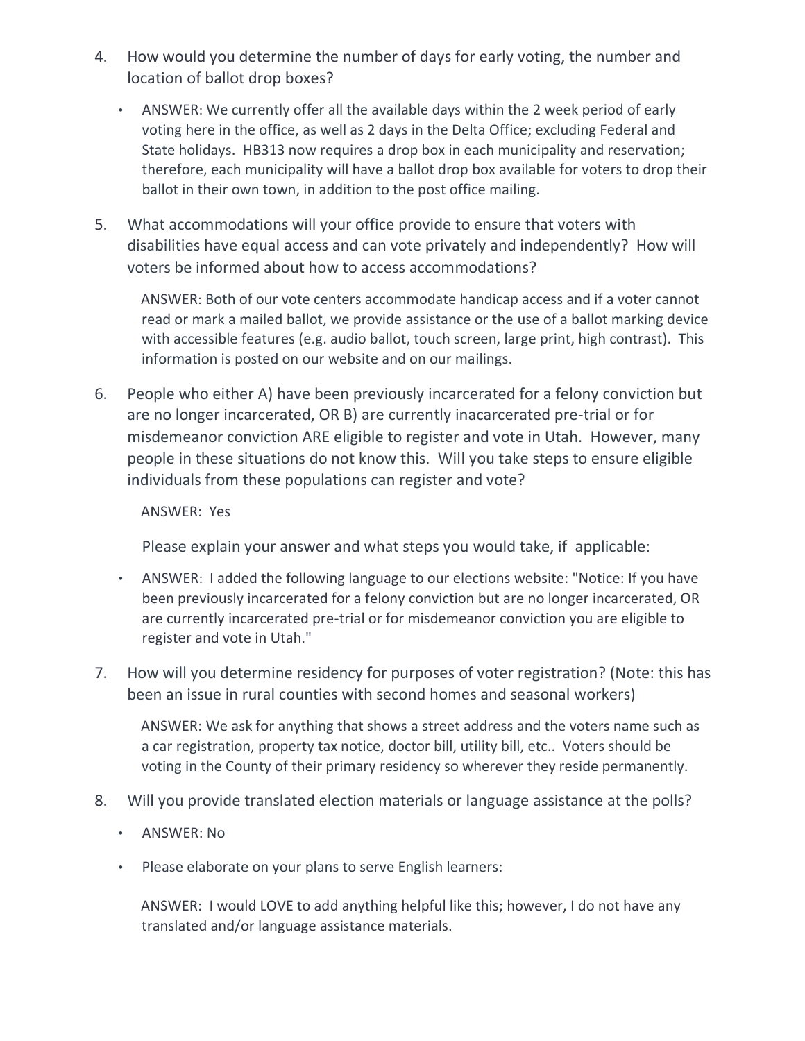4. How would you determine the number of days for early voting, the number and location of ballot drop boxes?

   - ANSWER: We currently offer all the available days within the 2 week period of early voting here in the office, as well as 2 days in the Delta Office; excluding Federal and State holidays. HB313 now requires a drop box in each municipality and reservation; therefore, each municipality will have a ballot drop box available for voters to drop their ballot in their own town, in addition to the post office mailing.

5. What accommodations will your office provide to ensure that voters with disabilities have equal access and can vote privately and independently? How will voters be informed about how to access accommodations?

   ANSWER: Both of our vote centers accommodate handicap access and if a voter cannot read or mark a mailed ballot, we provide assistance or the use of a ballot marking device with accessible features (e.g. audio ballot, touch screen, large print, high contrast). This information is posted on our website and on our mailings.

6. People who either A) have been previously incarcerated for a felony conviction but are no longer incarcerated, OR B) are currently inacarcerated pre-trial or for misdemeanor conviction ARE eligible to register and vote in Utah. However, many people in these situations do not know this. Will you take steps to ensure eligible individuals from these populations can register and vote?

   ANSWER: Yes

   Please explain your answer and what steps you would take, if applicable:

   - ANSWER: I added the following language to our elections website: "Notice: If you have been previously incarcerated for a felony conviction but are no longer incarcerated, OR are currently incarcerated pre-trial or for misdemeanor conviction you are eligible to register and vote in Utah."

7. How will you determine residency for purposes of voter registration? (Note: this has been an issue in rural counties with second homes and seasonal workers)

   ANSWER: We ask for anything that shows a street address and the voters name such as a car registration, property tax notice, doctor bill, utility bill, etc.. Voters should be voting in the County of their primary residency so wherever they reside permanently.

8. Will you provide translated election materials or language assistance at the polls?

   - ANSWER: No
   - Please elaborate on your plans to serve English learners:

   ANSWER: I would LOVE to add anything helpful like this; however, I do not have any translated and/or language assistance materials.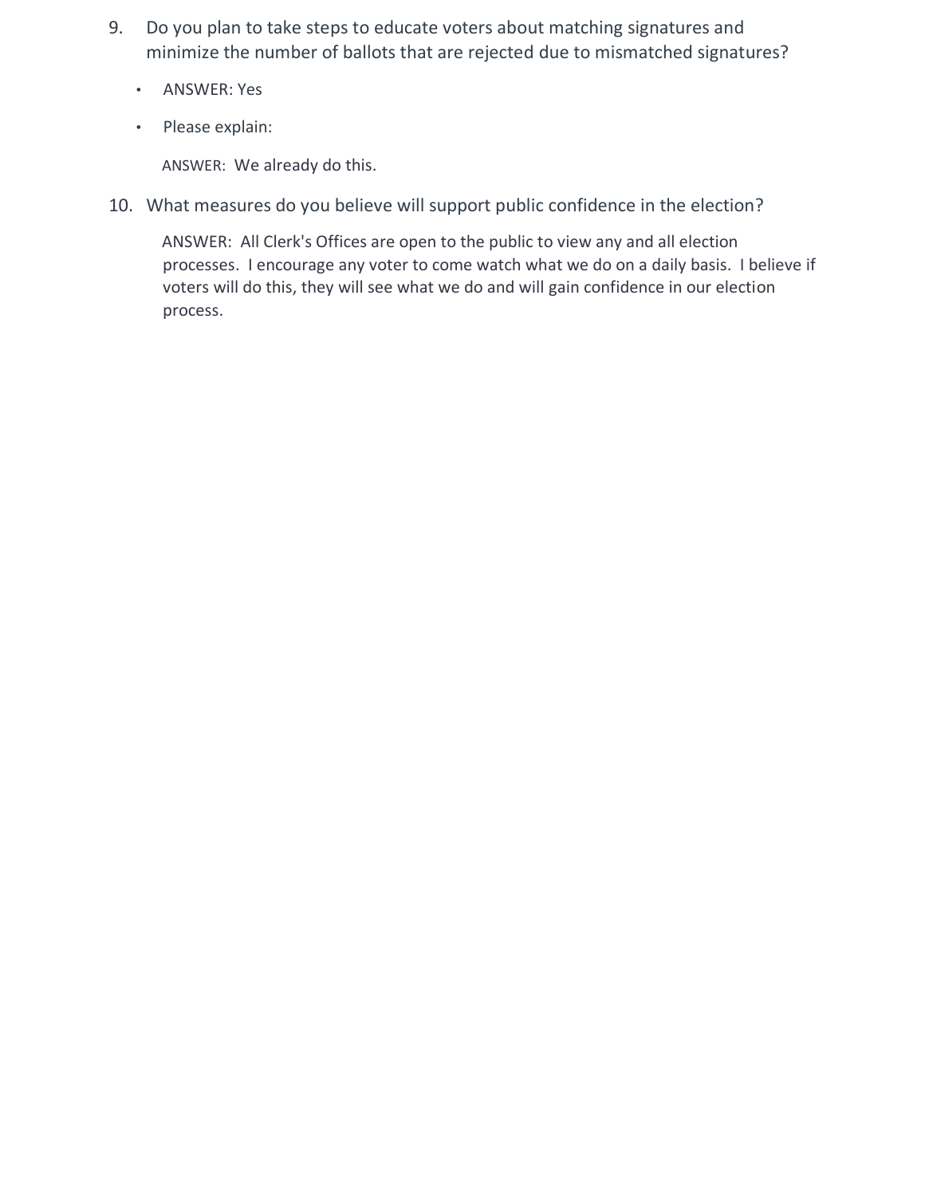9. Do you plan to take steps to educate voters about matching signatures and minimize the number of ballots that are rejected due to mismatched signatures?

   - ANSWER: Yes
   - Please explain:

   ANSWER: We already do this.

10. What measures do you believe will support public confidence in the election?

    ANSWER: All Clerk's Offices are open to the public to view any and all election processes. I encourage any voter to come watch what we do on a daily basis. I believe if voters will do this, they will see what we do and will gain confidence in our election process.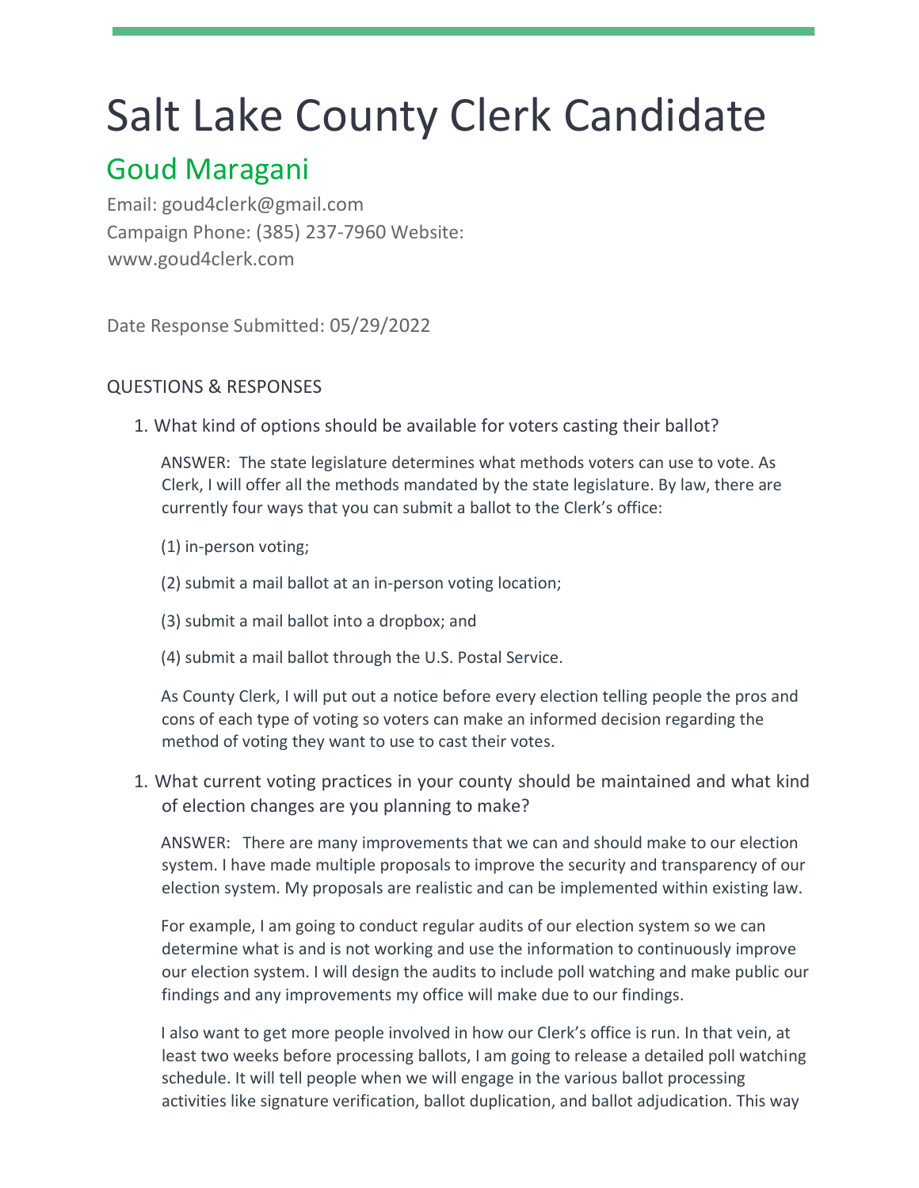# Salt Lake County Clerk Candidate

## Goud Maragani

Email: goud4clerk@gmail.com
Campaign Phone: (385) 237-7960 Website:
www.goud4clerk.com

Date Response Submitted: 05/29/2022

QUESTIONS & RESPONSES

1. What kind of options should be available for voters casting their ballot?

   ANSWER: The state legislature determines what methods voters can use to vote. As Clerk, I will offer all the methods mandated by the state legislature. By law, there are currently four ways that you can submit a ballot to the Clerk's office:

   (1) in-person voting;

   (2) submit a mail ballot at an in-person voting location;

   (3) submit a mail ballot into a dropbox; and

   (4) submit a mail ballot through the U.S. Postal Service.

   As County Clerk, I will put out a notice before every election telling people the pros and cons of each type of voting so voters can make an informed decision regarding the method of voting they want to use to cast their votes.

1. What current voting practices in your county should be maintained and what kind of election changes are you planning to make?

   ANSWER: There are many improvements that we can and should make to our election system. I have made multiple proposals to improve the security and transparency of our election system. My proposals are realistic and can be implemented within existing law.

   For example, I am going to conduct regular audits of our election system so we can determine what is and is not working and use the information to continuously improve our election system. I will design the audits to include poll watching and make public our findings and any improvements my office will make due to our findings.

   I also want to get more people involved in how our Clerk's office is run. In that vein, at least two weeks before processing ballots, I am going to release a detailed poll watching schedule. It will tell people when we will engage in the various ballot processing activities like signature verification, ballot duplication, and ballot adjudication. This way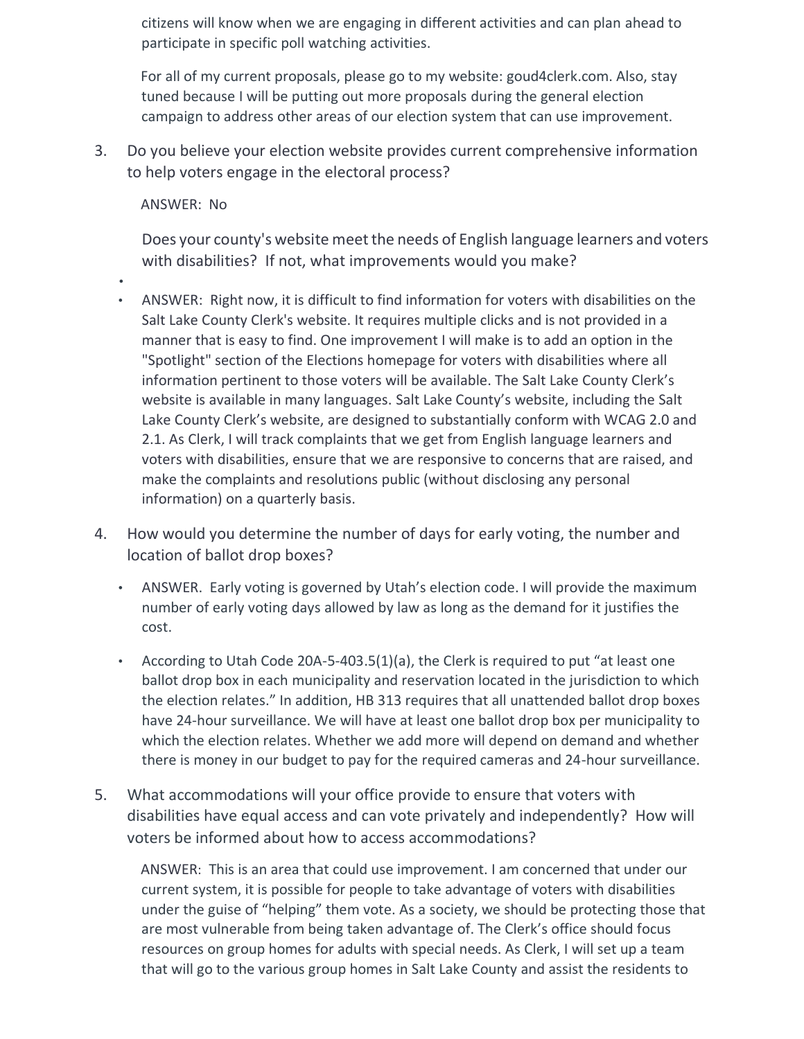citizens will know when we are engaging in different activities and can plan ahead to participate in specific poll watching activities.

For all of my current proposals, please go to my website: goud4clerk.com. Also, stay tuned because I will be putting out more proposals during the general election campaign to address other areas of our election system that can use improvement.

3. Do you believe your election website provides current comprehensive information to help voters engage in the electoral process?

   ANSWER: No

   Does your county's website meet the needs of English language learners and voters with disabilities? If not, what improvements would you make?

   - ANSWER: Right now, it is difficult to find information for voters with disabilities on the Salt Lake County Clerk's website. It requires multiple clicks and is not provided in a manner that is easy to find. One improvement I will make is to add an option in the "Spotlight" section of the Elections homepage for voters with disabilities where all information pertinent to those voters will be available. The Salt Lake County Clerk's website is available in many languages. Salt Lake County's website, including the Salt Lake County Clerk's website, are designed to substantially conform with WCAG 2.0 and 2.1. As Clerk, I will track complaints that we get from English language learners and voters with disabilities, ensure that we are responsive to concerns that are raised, and make the complaints and resolutions public (without disclosing any personal information) on a quarterly basis.

4. How would you determine the number of days for early voting, the number and location of ballot drop boxes?

   - ANSWER. Early voting is governed by Utah's election code. I will provide the maximum number of early voting days allowed by law as long as the demand for it justifies the cost.
   - According to Utah Code 20A-5-403.5(1)(a), the Clerk is required to put "at least one ballot drop box in each municipality and reservation located in the jurisdiction to which the election relates." In addition, HB 313 requires that all unattended ballot drop boxes have 24-hour surveillance. We will have at least one ballot drop box per municipality to which the election relates. Whether we add more will depend on demand and whether there is money in our budget to pay for the required cameras and 24-hour surveillance.

5. What accommodations will your office provide to ensure that voters with disabilities have equal access and can vote privately and independently? How will voters be informed about how to access accommodations?

   ANSWER: This is an area that could use improvement. I am concerned that under our current system, it is possible for people to take advantage of voters with disabilities under the guise of "helping" them vote. As a society, we should be protecting those that are most vulnerable from being taken advantage of. The Clerk's office should focus resources on group homes for adults with special needs. As Clerk, I will set up a team that will go to the various group homes in Salt Lake County and assist the residents to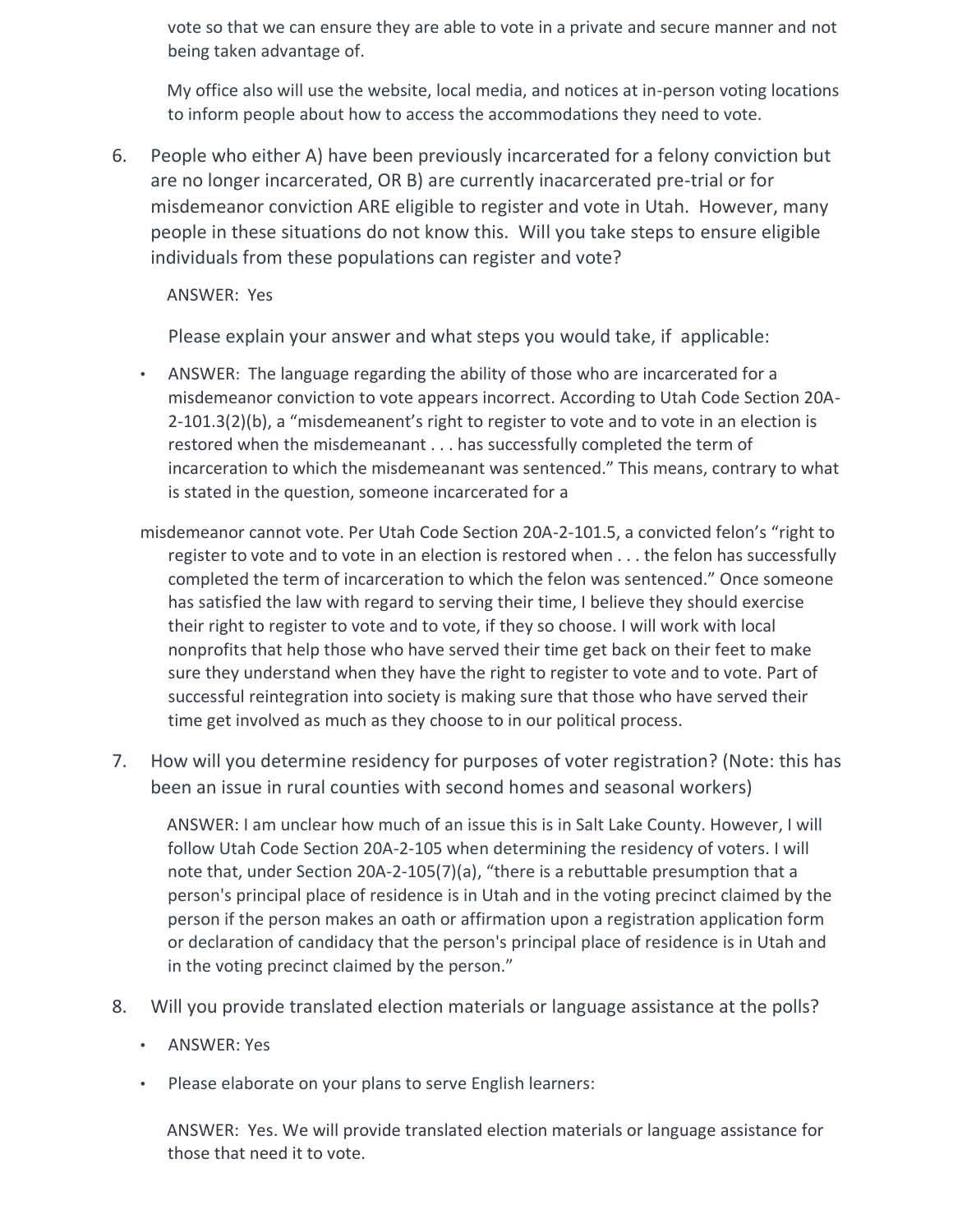vote so that we can ensure they are able to vote in a private and secure manner and not being taken advantage of.

My office also will use the website, local media, and notices at in-person voting locations to inform people about how to access the accommodations they need to vote.

6. People who either A) have been previously incarcerated for a felony conviction but are no longer incarcerated, OR B) are currently inacarcerated pre-trial or for misdemeanor conviction ARE eligible to register and vote in Utah. However, many people in these situations do not know this. Will you take steps to ensure eligible individuals from these populations can register and vote?

   ANSWER: Yes

   Please explain your answer and what steps you would take, if applicable:

   - ANSWER: The language regarding the ability of those who are incarcerated for a misdemeanor conviction to vote appears incorrect. According to Utah Code Section 20A-2-101.3(2)(b), a "misdemeanent's right to register to vote and to vote in an election is restored when the misdemeanant . . . has successfully completed the term of incarceration to which the misdemeanant was sentenced." This means, contrary to what is stated in the question, someone incarcerated for a misdemeanor cannot vote. Per Utah Code Section 20A-2-101.5, a convicted felon's "right to register to vote and to vote in an election is restored when . . . the felon has successfully completed the term of incarceration to which the felon was sentenced." Once someone has satisfied the law with regard to serving their time, I believe they should exercise their right to register to vote and to vote, if they so choose. I will work with local nonprofits that help those who have served their time get back on their feet to make sure they understand when they have the right to register to vote and to vote. Part of successful reintegration into society is making sure that those who have served their time get involved as much as they choose to in our political process.

7. How will you determine residency for purposes of voter registration? (Note: this has been an issue in rural counties with second homes and seasonal workers)

   ANSWER: I am unclear how much of an issue this is in Salt Lake County. However, I will follow Utah Code Section 20A-2-105 when determining the residency of voters. I will note that, under Section 20A-2-105(7)(a), "there is a rebuttable presumption that a person's principal place of residence is in Utah and in the voting precinct claimed by the person if the person makes an oath or affirmation upon a registration application form or declaration of candidacy that the person's principal place of residence is in Utah and in the voting precinct claimed by the person."

8. Will you provide translated election materials or language assistance at the polls?

   - ANSWER: Yes
   - Please elaborate on your plans to serve English learners:

   ANSWER: Yes. We will provide translated election materials or language assistance for those that need it to vote.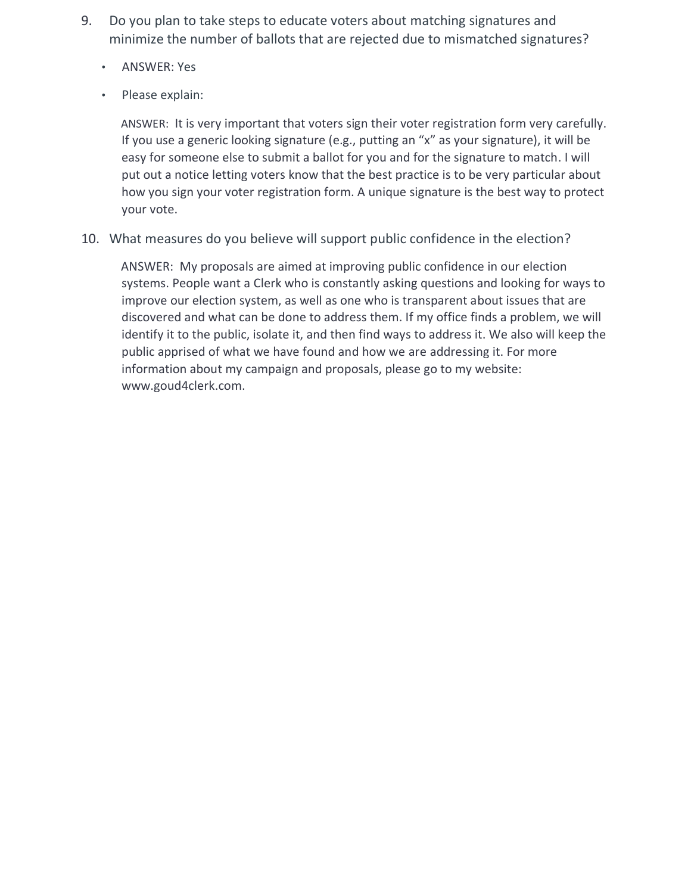9. Do you plan to take steps to educate voters about matching signatures and minimize the number of ballots that are rejected due to mismatched signatures?

- ANSWER: Yes
- Please explain:

   ANSWER: It is very important that voters sign their voter registration form very carefully. If you use a generic looking signature (e.g., putting an "x" as your signature), it will be easy for someone else to submit a ballot for you and for the signature to match. I will put out a notice letting voters know that the best practice is to be very particular about how you sign your voter registration form. A unique signature is the best way to protect your vote.

10. What measures do you believe will support public confidence in the election?

   ANSWER: My proposals are aimed at improving public confidence in our election systems. People want a Clerk who is constantly asking questions and looking for ways to improve our election system, as well as one who is transparent about issues that are discovered and what can be done to address them. If my office finds a problem, we will identify it to the public, isolate it, and then find ways to address it. We also will keep the public apprised of what we have found and how we are addressing it. For more information about my campaign and proposals, please go to my website: www.goud4clerk.com.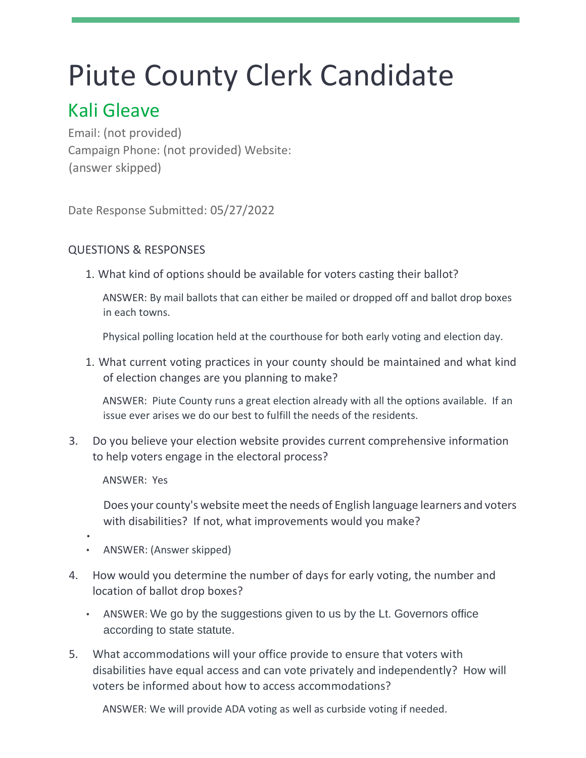# Piute County Clerk Candidate

## Kali Gleave

Email: (not provided)
Campaign Phone: (not provided) Website:
(answer skipped)

Date Response Submitted: 05/27/2022

QUESTIONS & RESPONSES

1. What kind of options should be available for voters casting their ballot?

   ANSWER: By mail ballots that can either be mailed or dropped off and ballot drop boxes in each towns.

   Physical polling location held at the courthouse for both early voting and election day.

1. What current voting practices in your county should be maintained and what kind of election changes are you planning to make?

   ANSWER: Piute County runs a great election already with all the options available. If an issue ever arises we do our best to fulfill the needs of the residents.

3. Do you believe your election website provides current comprehensive information to help voters engage in the electoral process?

   ANSWER: Yes

   Does your county's website meet the needs of English language learners and voters with disabilities? If not, what improvements would you make?

   - 
   - ANSWER: (Answer skipped)

4. How would you determine the number of days for early voting, the number and location of ballot drop boxes?

   - ANSWER: We go by the suggestions given to us by the Lt. Governors office according to state statute.

5. What accommodations will your office provide to ensure that voters with disabilities have equal access and can vote privately and independently? How will voters be informed about how to access accommodations?

   ANSWER: We will provide ADA voting as well as curbside voting if needed.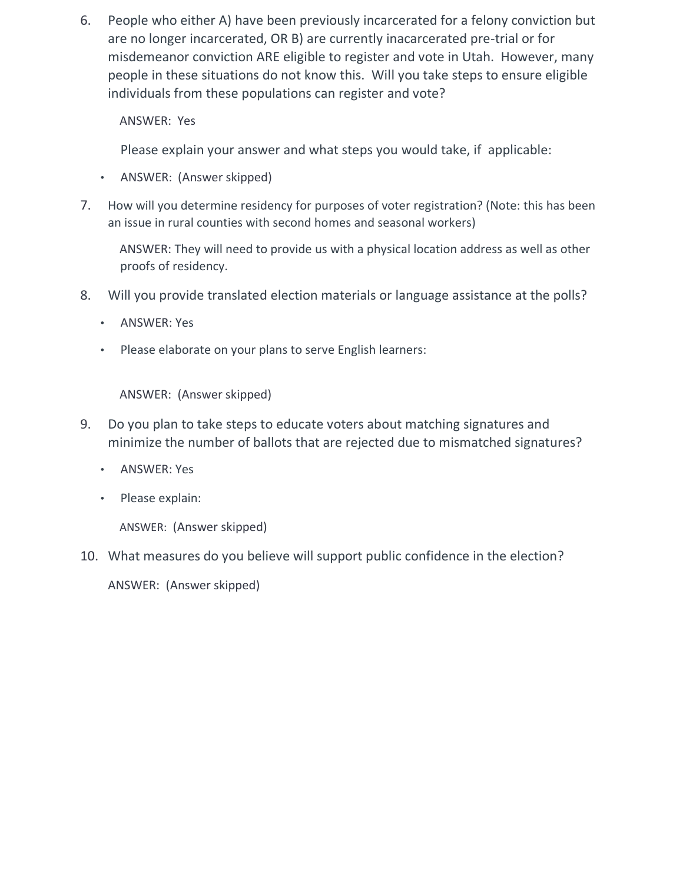6. People who either A) have been previously incarcerated for a felony conviction but are no longer incarcerated, OR B) are currently inacarcerated pre-trial or for misdemeanor conviction ARE eligible to register and vote in Utah. However, many people in these situations do not know this. Will you take steps to ensure eligible individuals from these populations can register and vote?

   ANSWER: Yes

   Please explain your answer and what steps you would take, if applicable:

   - ANSWER: (Answer skipped)

7. How will you determine residency for purposes of voter registration? (Note: this has been an issue in rural counties with second homes and seasonal workers)

   ANSWER: They will need to provide us with a physical location address as well as other proofs of residency.

8. Will you provide translated election materials or language assistance at the polls?

   - ANSWER: Yes
   - Please elaborate on your plans to serve English learners:

   ANSWER: (Answer skipped)

9. Do you plan to take steps to educate voters about matching signatures and minimize the number of ballots that are rejected due to mismatched signatures?

   - ANSWER: Yes
   - Please explain:

   ANSWER: (Answer skipped)

10. What measures do you believe will support public confidence in the election?

    ANSWER: (Answer skipped)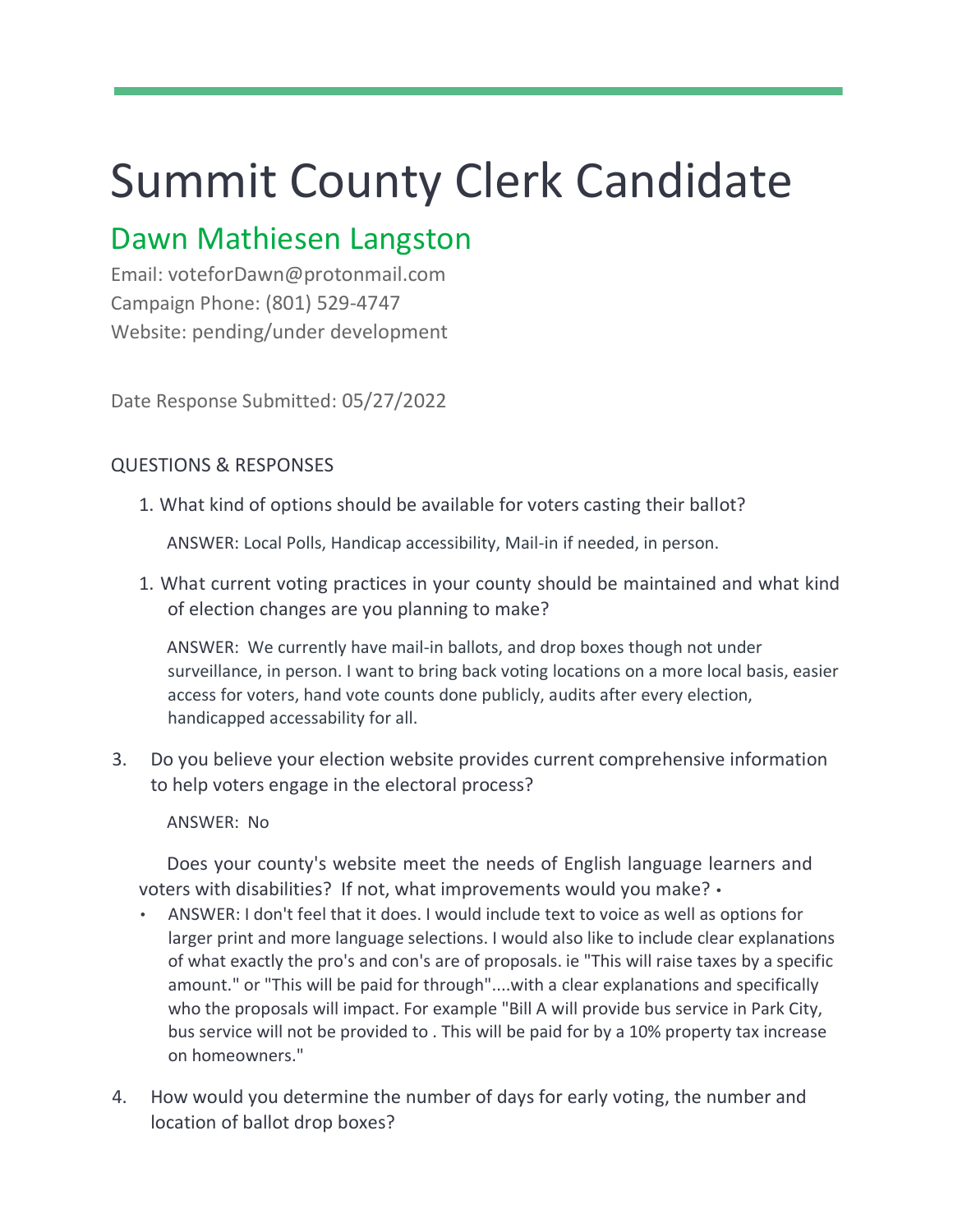# Summit County Clerk Candidate

## Dawn Mathiesen Langston

Email: voteforDawn@protonmail.com
Campaign Phone: (801) 529-4747
Website: pending/under development

Date Response Submitted: 05/27/2022

QUESTIONS & RESPONSES

1. What kind of options should be available for voters casting their ballot?

   ANSWER: Local Polls, Handicap accessibility, Mail-in if needed, in person.

1. What current voting practices in your county should be maintained and what kind of election changes are you planning to make?

   ANSWER: We currently have mail-in ballots, and drop boxes though not under surveillance, in person. I want to bring back voting locations on a more local basis, easier access for voters, hand vote counts done publicly, audits after every election, handicapped accessability for all.

3. Do you believe your election website provides current comprehensive information to help voters engage in the electoral process?

   ANSWER: No

   Does your county's website meet the needs of English language learners and voters with disabilities? If not, what improvements would you make? •

   - ANSWER: I don't feel that it does. I would include text to voice as well as options for larger print and more language selections. I would also like to include clear explanations of what exactly the pro's and con's are of proposals. ie "This will raise taxes by a specific amount." or "This will be paid for through"....with a clear explanations and specifically who the proposals will impact. For example "Bill A will provide bus service in Park City, bus service will not be provided to . This will be paid for by a 10% property tax increase on homeowners."

4. How would you determine the number of days for early voting, the number and location of ballot drop boxes?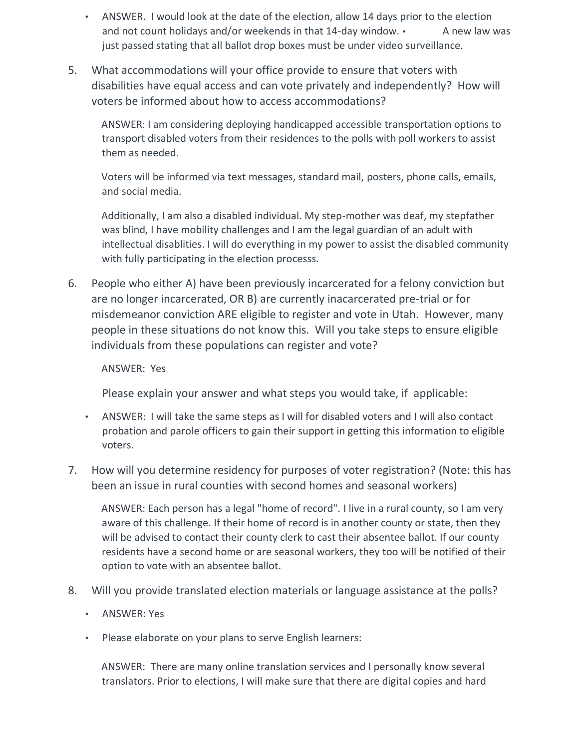- ANSWER. I would look at the date of the election, allow 14 days prior to the election and not count holidays and/or weekends in that 14-day window. • A new law was just passed stating that all ballot drop boxes must be under video surveillance.

5. What accommodations will your office provide to ensure that voters with disabilities have equal access and can vote privately and independently? How will voters be informed about how to access accommodations?

   ANSWER: I am considering deploying handicapped accessible transportation options to transport disabled voters from their residences to the polls with poll workers to assist them as needed.

   Voters will be informed via text messages, standard mail, posters, phone calls, emails, and social media.

   Additionally, I am also a disabled individual. My step-mother was deaf, my stepfather was blind, I have mobility challenges and I am the legal guardian of an adult with intellectual disablities. I will do everything in my power to assist the disabled community with fully participating in the election processs.

6. People who either A) have been previously incarcerated for a felony conviction but are no longer incarcerated, OR B) are currently inacarcerated pre-trial or for misdemeanor conviction ARE eligible to register and vote in Utah. However, many people in these situations do not know this. Will you take steps to ensure eligible individuals from these populations can register and vote?

   ANSWER: Yes

   Please explain your answer and what steps you would take, if applicable:

   - ANSWER: I will take the same steps as I will for disabled voters and I will also contact probation and parole officers to gain their support in getting this information to eligible voters.

7. How will you determine residency for purposes of voter registration? (Note: this has been an issue in rural counties with second homes and seasonal workers)

   ANSWER: Each person has a legal "home of record". I live in a rural county, so I am very aware of this challenge. If their home of record is in another county or state, then they will be advised to contact their county clerk to cast their absentee ballot. If our county residents have a second home or are seasonal workers, they too will be notified of their option to vote with an absentee ballot.

8. Will you provide translated election materials or language assistance at the polls?

   - ANSWER: Yes
   - Please elaborate on your plans to serve English learners:

   ANSWER: There are many online translation services and I personally know several translators. Prior to elections, I will make sure that there are digital copies and hard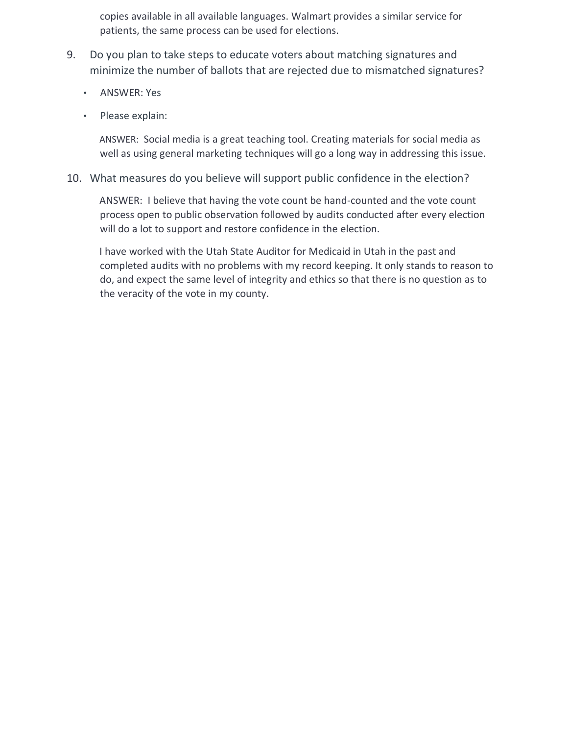copies available in all available languages. Walmart provides a similar service for patients, the same process can be used for elections.

9. Do you plan to take steps to educate voters about matching signatures and minimize the number of ballots that are rejected due to mismatched signatures?

   - ANSWER: Yes
   - Please explain:

   ANSWER: Social media is a great teaching tool. Creating materials for social media as well as using general marketing techniques will go a long way in addressing this issue.

10. What measures do you believe will support public confidence in the election?

    ANSWER: I believe that having the vote count be hand-counted and the vote count process open to public observation followed by audits conducted after every election will do a lot to support and restore confidence in the election.

    I have worked with the Utah State Auditor for Medicaid in Utah in the past and completed audits with no problems with my record keeping. It only stands to reason to do, and expect the same level of integrity and ethics so that there is no question as to the veracity of the vote in my county.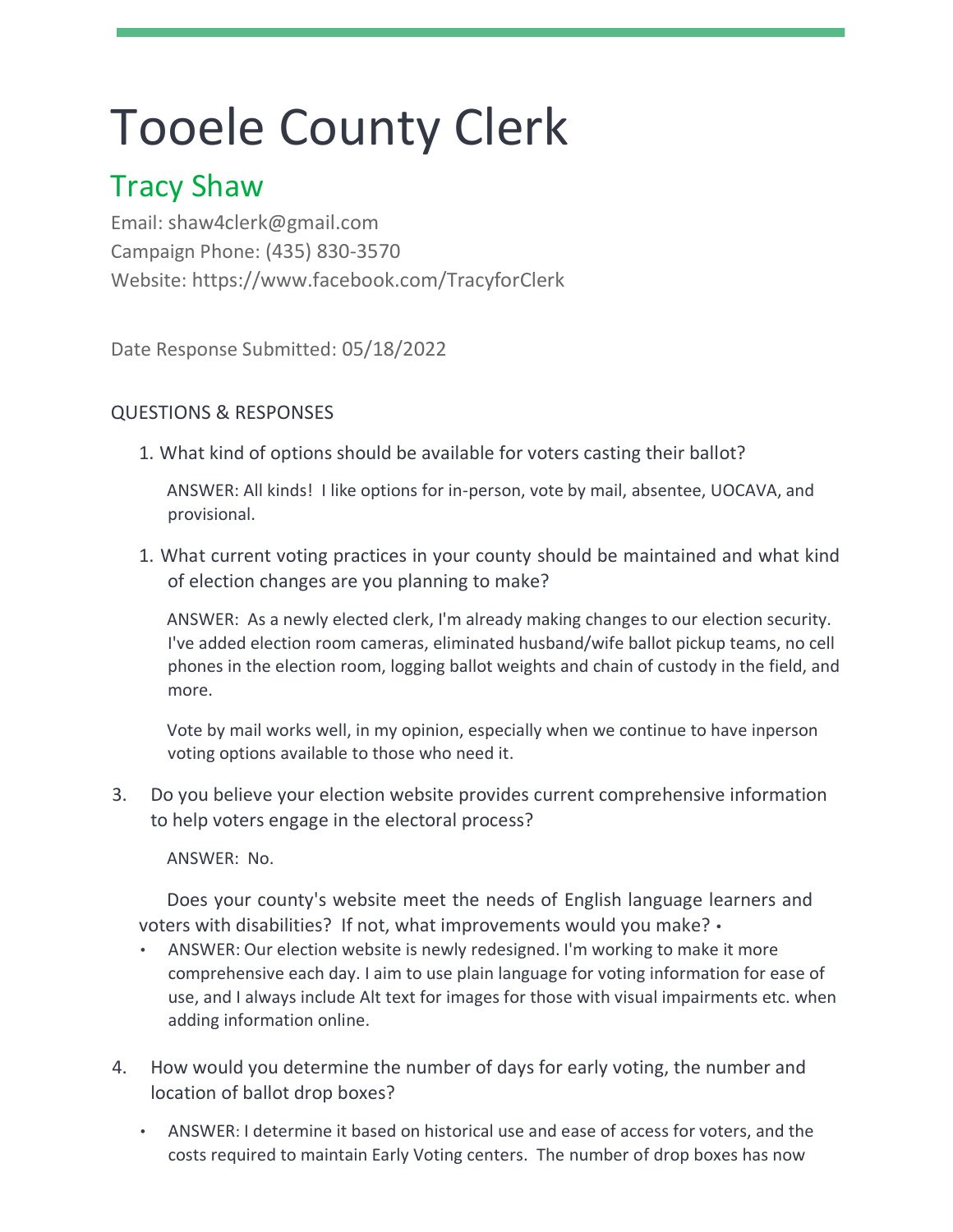# Tooele County Clerk

## Tracy Shaw

Email: shaw4clerk@gmail.com
Campaign Phone: (435) 830-3570
Website: https://www.facebook.com/TracyforClerk

Date Response Submitted: 05/18/2022

QUESTIONS & RESPONSES

1. What kind of options should be available for voters casting their ballot?

   ANSWER: All kinds! I like options for in-person, vote by mail, absentee, UOCAVA, and provisional.

1. What current voting practices in your county should be maintained and what kind of election changes are you planning to make?

   ANSWER: As a newly elected clerk, I'm already making changes to our election security. I've added election room cameras, eliminated husband/wife ballot pickup teams, no cell phones in the election room, logging ballot weights and chain of custody in the field, and more.

   Vote by mail works well, in my opinion, especially when we continue to have inperson voting options available to those who need it.

3. Do you believe your election website provides current comprehensive information to help voters engage in the electoral process?

   ANSWER: No.

   Does your county's website meet the needs of English language learners and voters with disabilities? If not, what improvements would you make? •

   - ANSWER: Our election website is newly redesigned. I'm working to make it more comprehensive each day. I aim to use plain language for voting information for ease of use, and I always include Alt text for images for those with visual impairments etc. when adding information online.

4. How would you determine the number of days for early voting, the number and location of ballot drop boxes?

   - ANSWER: I determine it based on historical use and ease of access for voters, and the costs required to maintain Early Voting centers. The number of drop boxes has now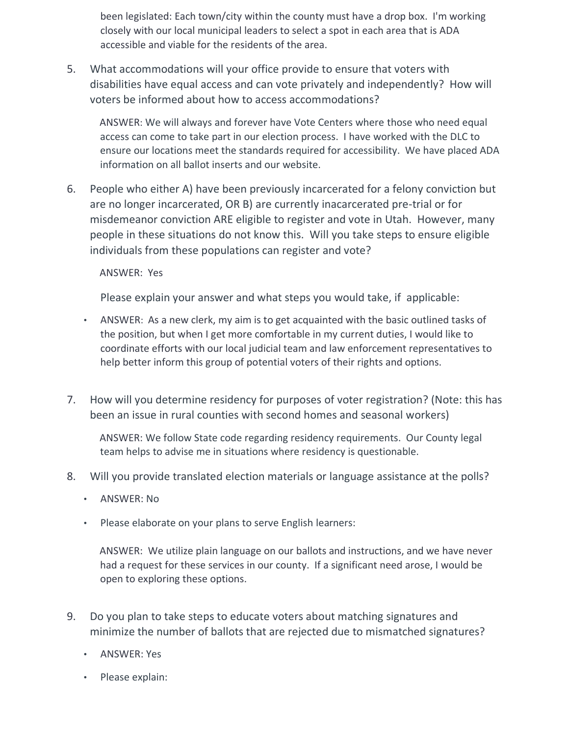been legislated: Each town/city within the county must have a drop box. I'm working closely with our local municipal leaders to select a spot in each area that is ADA accessible and viable for the residents of the area.

5. What accommodations will your office provide to ensure that voters with disabilities have equal access and can vote privately and independently? How will voters be informed about how to access accommodations?

   ANSWER: We will always and forever have Vote Centers where those who need equal access can come to take part in our election process. I have worked with the DLC to ensure our locations meet the standards required for accessibility. We have placed ADA information on all ballot inserts and our website.

6. People who either A) have been previously incarcerated for a felony conviction but are no longer incarcerated, OR B) are currently inacarcerated pre-trial or for misdemeanor conviction ARE eligible to register and vote in Utah. However, many people in these situations do not know this. Will you take steps to ensure eligible individuals from these populations can register and vote?

   ANSWER: Yes

   Please explain your answer and what steps you would take, if applicable:

   - ANSWER: As a new clerk, my aim is to get acquainted with the basic outlined tasks of the position, but when I get more comfortable in my current duties, I would like to coordinate efforts with our local judicial team and law enforcement representatives to help better inform this group of potential voters of their rights and options.

7. How will you determine residency for purposes of voter registration? (Note: this has been an issue in rural counties with second homes and seasonal workers)

   ANSWER: We follow State code regarding residency requirements. Our County legal team helps to advise me in situations where residency is questionable.

8. Will you provide translated election materials or language assistance at the polls?

   - ANSWER: No
   - Please elaborate on your plans to serve English learners:

   ANSWER: We utilize plain language on our ballots and instructions, and we have never had a request for these services in our county. If a significant need arose, I would be open to exploring these options.

9. Do you plan to take steps to educate voters about matching signatures and minimize the number of ballots that are rejected due to mismatched signatures?

   - ANSWER: Yes
   - Please explain: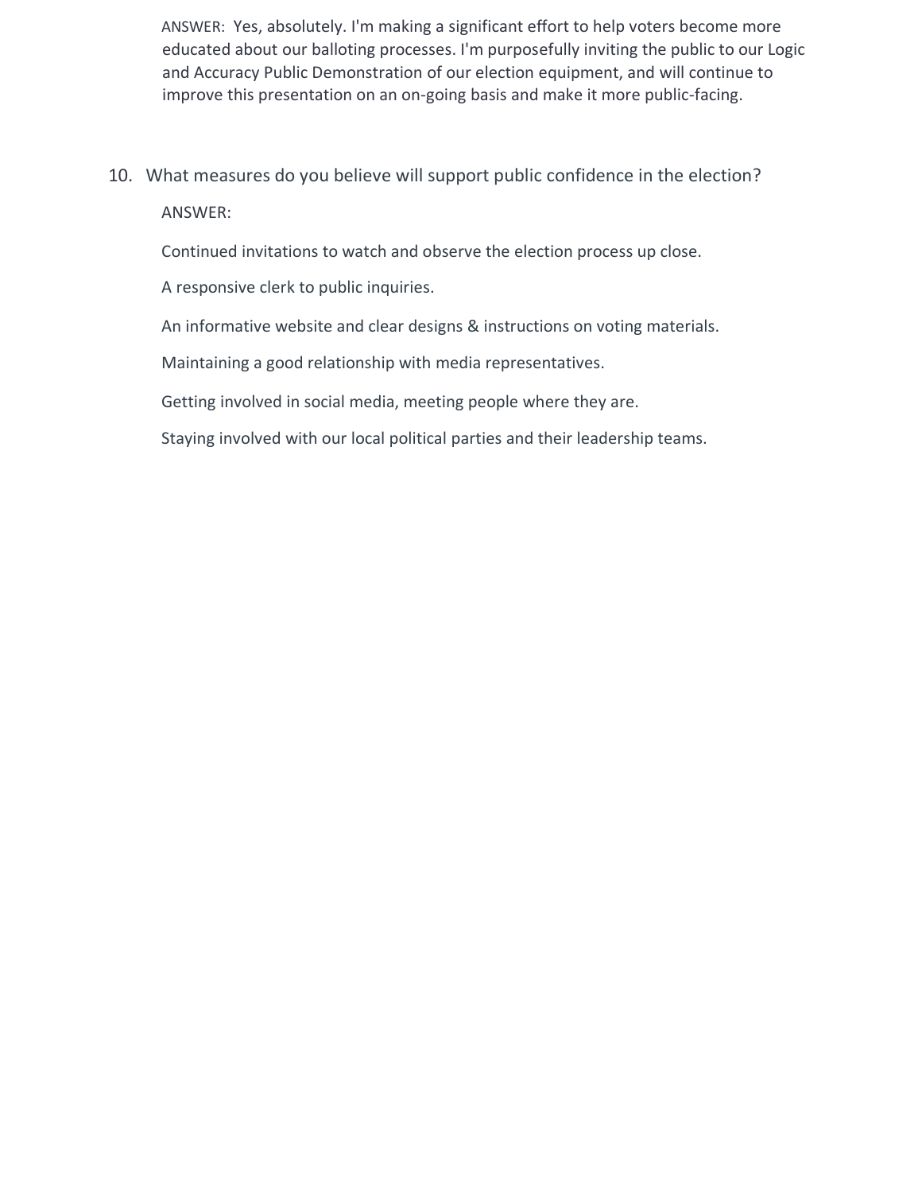ANSWER: Yes, absolutely. I'm making a significant effort to help voters become more educated about our balloting processes. I'm purposefully inviting the public to our Logic and Accuracy Public Demonstration of our election equipment, and will continue to improve this presentation on an on-going basis and make it more public-facing.

10. What measures do you believe will support public confidence in the election?

    ANSWER:

    Continued invitations to watch and observe the election process up close.

    A responsive clerk to public inquiries.

    An informative website and clear designs & instructions on voting materials.

    Maintaining a good relationship with media representatives.

    Getting involved in social media, meeting people where they are.

    Staying involved with our local political parties and their leadership teams.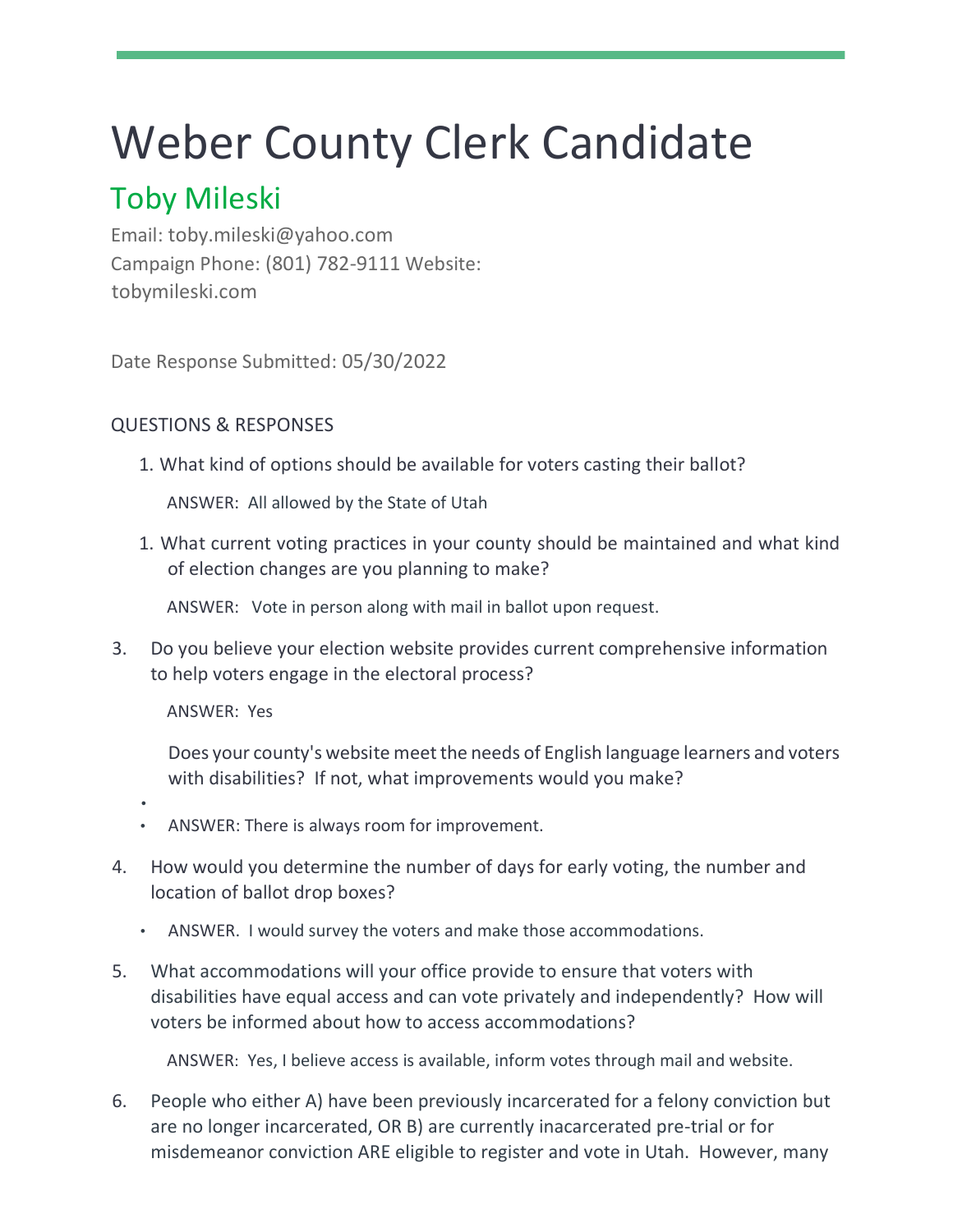# Weber County Clerk Candidate

## Toby Mileski

Email: toby.mileski@yahoo.com
Campaign Phone: (801) 782-9111 Website:
tobymileski.com

Date Response Submitted: 05/30/2022

QUESTIONS & RESPONSES

1. What kind of options should be available for voters casting their ballot?

   ANSWER: All allowed by the State of Utah

1. What current voting practices in your county should be maintained and what kind of election changes are you planning to make?

   ANSWER: Vote in person along with mail in ballot upon request.

3. Do you believe your election website provides current comprehensive information to help voters engage in the electoral process?

   ANSWER: Yes

   Does your county's website meet the needs of English language learners and voters with disabilities? If not, what improvements would you make?

   -
   - ANSWER: There is always room for improvement.

4. How would you determine the number of days for early voting, the number and location of ballot drop boxes?

   - ANSWER. I would survey the voters and make those accommodations.

5. What accommodations will your office provide to ensure that voters with disabilities have equal access and can vote privately and independently? How will voters be informed about how to access accommodations?

   ANSWER: Yes, I believe access is available, inform votes through mail and website.

6. People who either A) have been previously incarcerated for a felony conviction but are no longer incarcerated, OR B) are currently inacarcerated pre-trial or for misdemeanor conviction ARE eligible to register and vote in Utah. However, many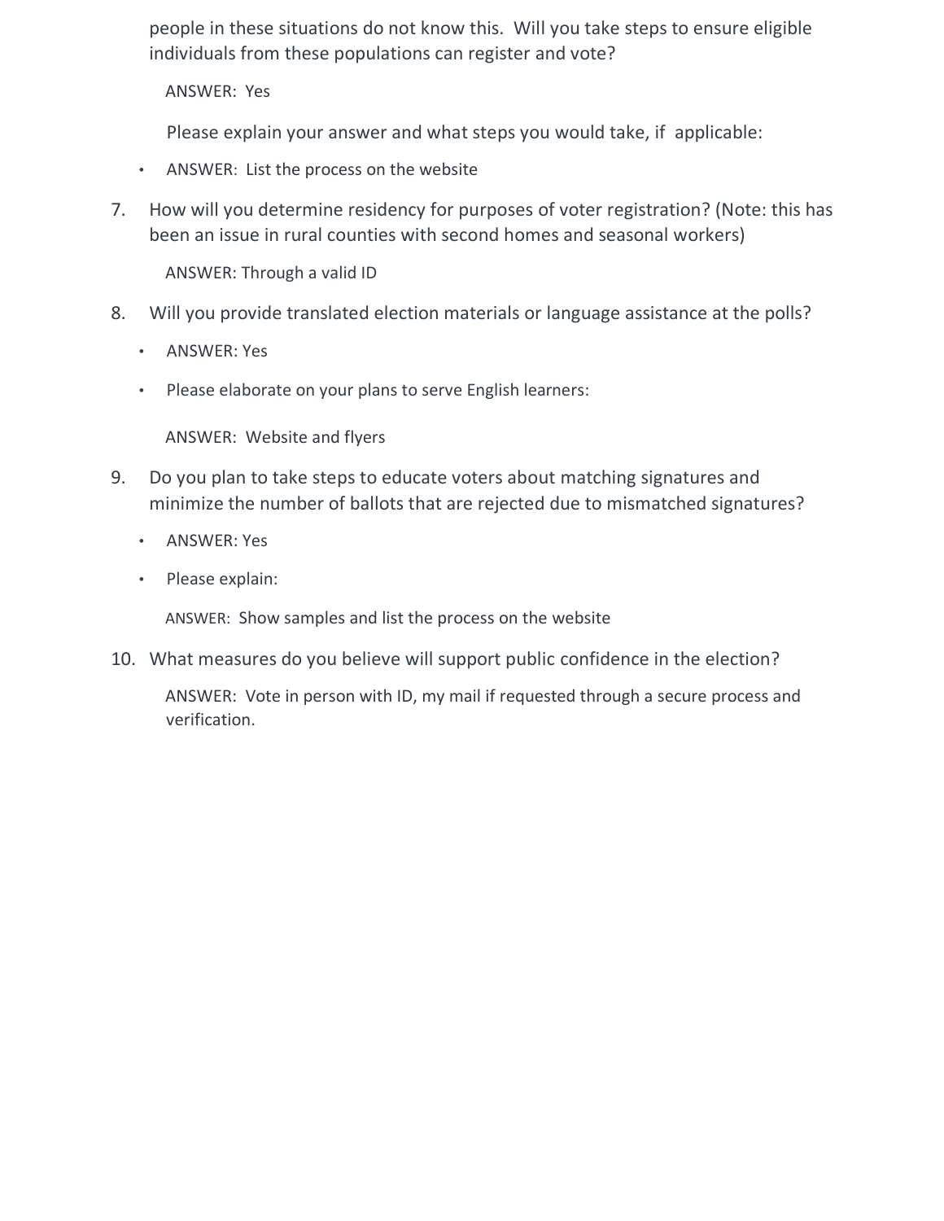people in these situations do not know this. Will you take steps to ensure eligible individuals from these populations can register and vote?

ANSWER: Yes

Please explain your answer and what steps you would take, if applicable:

- ANSWER: List the process on the website

7. How will you determine residency for purposes of voter registration? (Note: this has been an issue in rural counties with second homes and seasonal workers)

   ANSWER: Through a valid ID

8. Will you provide translated election materials or language assistance at the polls?

   - ANSWER: Yes
   - Please elaborate on your plans to serve English learners:

   ANSWER: Website and flyers

9. Do you plan to take steps to educate voters about matching signatures and minimize the number of ballots that are rejected due to mismatched signatures?

   - ANSWER: Yes
   - Please explain:

   ANSWER: Show samples and list the process on the website

10. What measures do you believe will support public confidence in the election?

    ANSWER: Vote in person with ID, my mail if requested through a secure process and verification.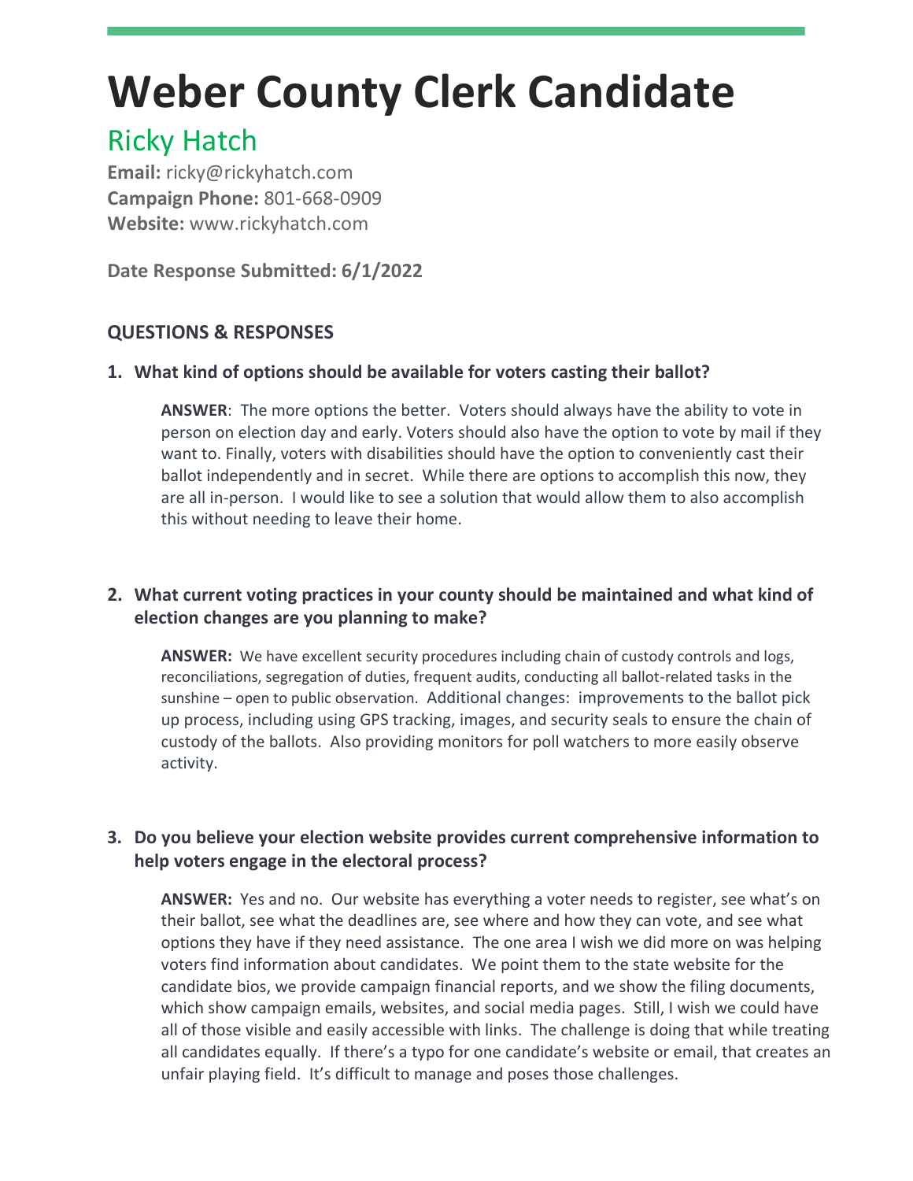# Weber County Clerk Candidate

## Ricky Hatch

**Email:** ricky@rickyhatch.com
**Campaign Phone:** 801-668-0909
**Website:** www.rickyhatch.com

**Date Response Submitted: 6/1/2022**

### QUESTIONS & RESPONSES

1. **What kind of options should be available for voters casting their ballot?**

   **ANSWER**: The more options the better. Voters should always have the ability to vote in person on election day and early. Voters should also have the option to vote by mail if they want to. Finally, voters with disabilities should have the option to conveniently cast their ballot independently and in secret. While there are options to accomplish this now, they are all in-person. I would like to see a solution that would allow them to also accomplish this without needing to leave their home.

2. **What current voting practices in your county should be maintained and what kind of election changes are you planning to make?**

   **ANSWER:** We have excellent security procedures including chain of custody controls and logs, reconciliations, segregation of duties, frequent audits, conducting all ballot-related tasks in the sunshine – open to public observation. Additional changes: improvements to the ballot pick up process, including using GPS tracking, images, and security seals to ensure the chain of custody of the ballots. Also providing monitors for poll watchers to more easily observe activity.

3. **Do you believe your election website provides current comprehensive information to help voters engage in the electoral process?**

   **ANSWER:** Yes and no. Our website has everything a voter needs to register, see what's on their ballot, see what the deadlines are, see where and how they can vote, and see what options they have if they need assistance. The one area I wish we did more on was helping voters find information about candidates. We point them to the state website for the candidate bios, we provide campaign financial reports, and we show the filing documents, which show campaign emails, websites, and social media pages. Still, I wish we could have all of those visible and easily accessible with links. The challenge is doing that while treating all candidates equally. If there's a typo for one candidate's website or email, that creates an unfair playing field. It's difficult to manage and poses those challenges.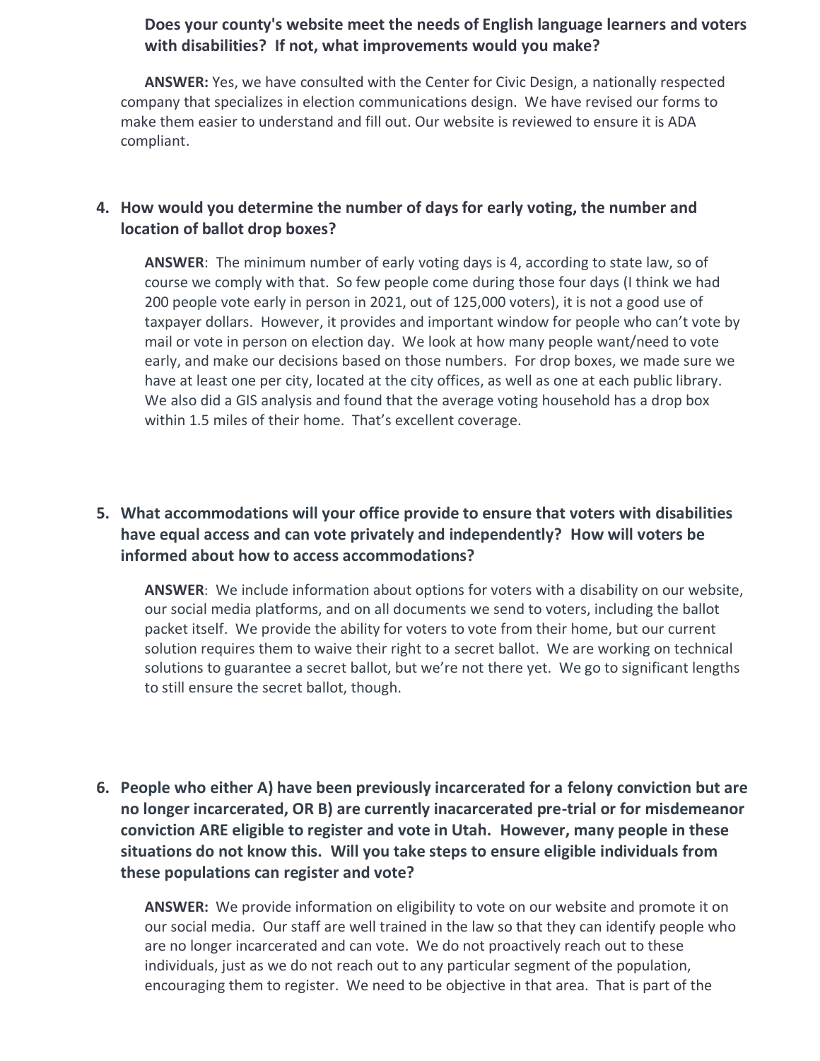**Does your county's website meet the needs of English language learners and voters with disabilities? If not, what improvements would you make?**

**ANSWER:** Yes, we have consulted with the Center for Civic Design, a nationally respected company that specializes in election communications design. We have revised our forms to make them easier to understand and fill out. Our website is reviewed to ensure it is ADA compliant.

4. **How would you determine the number of days for early voting, the number and location of ballot drop boxes?**

   **ANSWER**: The minimum number of early voting days is 4, according to state law, so of course we comply with that. So few people come during those four days (I think we had 200 people vote early in person in 2021, out of 125,000 voters), it is not a good use of taxpayer dollars. However, it provides and important window for people who can't vote by mail or vote in person on election day. We look at how many people want/need to vote early, and make our decisions based on those numbers. For drop boxes, we made sure we have at least one per city, located at the city offices, as well as one at each public library. We also did a GIS analysis and found that the average voting household has a drop box within 1.5 miles of their home. That's excellent coverage.

5. **What accommodations will your office provide to ensure that voters with disabilities have equal access and can vote privately and independently? How will voters be informed about how to access accommodations?**

   **ANSWER**: We include information about options for voters with a disability on our website, our social media platforms, and on all documents we send to voters, including the ballot packet itself. We provide the ability for voters to vote from their home, but our current solution requires them to waive their right to a secret ballot. We are working on technical solutions to guarantee a secret ballot, but we're not there yet. We go to significant lengths to still ensure the secret ballot, though.

6. **People who either A) have been previously incarcerated for a felony conviction but are no longer incarcerated, OR B) are currently inacarcerated pre-trial or for misdemeanor conviction ARE eligible to register and vote in Utah. However, many people in these situations do not know this. Will you take steps to ensure eligible individuals from these populations can register and vote?**

   **ANSWER:** We provide information on eligibility to vote on our website and promote it on our social media. Our staff are well trained in the law so that they can identify people who are no longer incarcerated and can vote. We do not proactively reach out to these individuals, just as we do not reach out to any particular segment of the population, encouraging them to register. We need to be objective in that area. That is part of the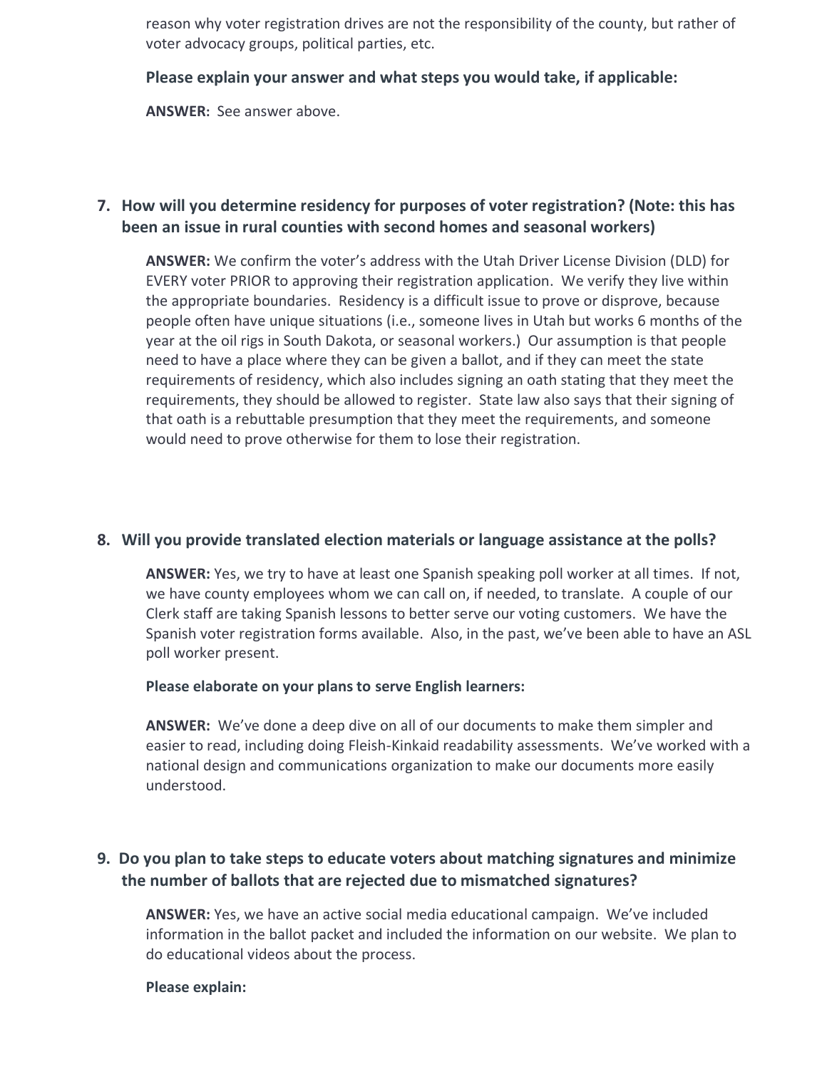reason why voter registration drives are not the responsibility of the county, but rather of voter advocacy groups, political parties, etc.

**Please explain your answer and what steps you would take, if applicable:**

**ANSWER:** See answer above.

7. **How will you determine residency for purposes of voter registration? (Note: this has been an issue in rural counties with second homes and seasonal workers)**

   **ANSWER:** We confirm the voter's address with the Utah Driver License Division (DLD) for EVERY voter PRIOR to approving their registration application. We verify they live within the appropriate boundaries. Residency is a difficult issue to prove or disprove, because people often have unique situations (i.e., someone lives in Utah but works 6 months of the year at the oil rigs in South Dakota, or seasonal workers.) Our assumption is that people need to have a place where they can be given a ballot, and if they can meet the state requirements of residency, which also includes signing an oath stating that they meet the requirements, they should be allowed to register. State law also says that their signing of that oath is a rebuttable presumption that they meet the requirements, and someone would need to prove otherwise for them to lose their registration.

8. **Will you provide translated election materials or language assistance at the polls?**

   **ANSWER:** Yes, we try to have at least one Spanish speaking poll worker at all times. If not, we have county employees whom we can call on, if needed, to translate. A couple of our Clerk staff are taking Spanish lessons to better serve our voting customers. We have the Spanish voter registration forms available. Also, in the past, we've been able to have an ASL poll worker present.

   **Please elaborate on your plans to serve English learners:**

   **ANSWER:** We've done a deep dive on all of our documents to make them simpler and easier to read, including doing Fleish-Kinkaid readability assessments. We've worked with a national design and communications organization to make our documents more easily understood.

9. **Do you plan to take steps to educate voters about matching signatures and minimize the number of ballots that are rejected due to mismatched signatures?**

   **ANSWER:** Yes, we have an active social media educational campaign. We've included information in the ballot packet and included the information on our website. We plan to do educational videos about the process.

   **Please explain:**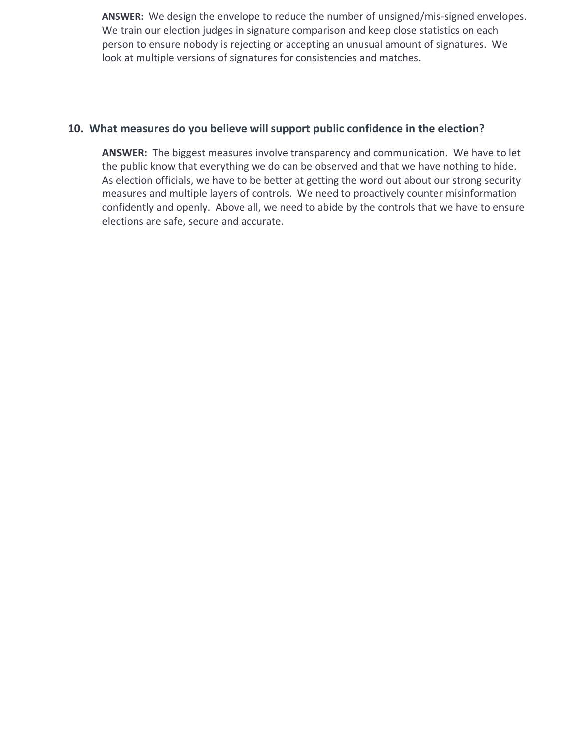**ANSWER:** We design the envelope to reduce the number of unsigned/mis-signed envelopes. We train our election judges in signature comparison and keep close statistics on each person to ensure nobody is rejecting or accepting an unusual amount of signatures. We look at multiple versions of signatures for consistencies and matches.

### 10. What measures do you believe will support public confidence in the election?

**ANSWER:** The biggest measures involve transparency and communication. We have to let the public know that everything we do can be observed and that we have nothing to hide. As election officials, we have to be better at getting the word out about our strong security measures and multiple layers of controls. We need to proactively counter misinformation confidently and openly. Above all, we need to abide by the controls that we have to ensure elections are safe, secure and accurate.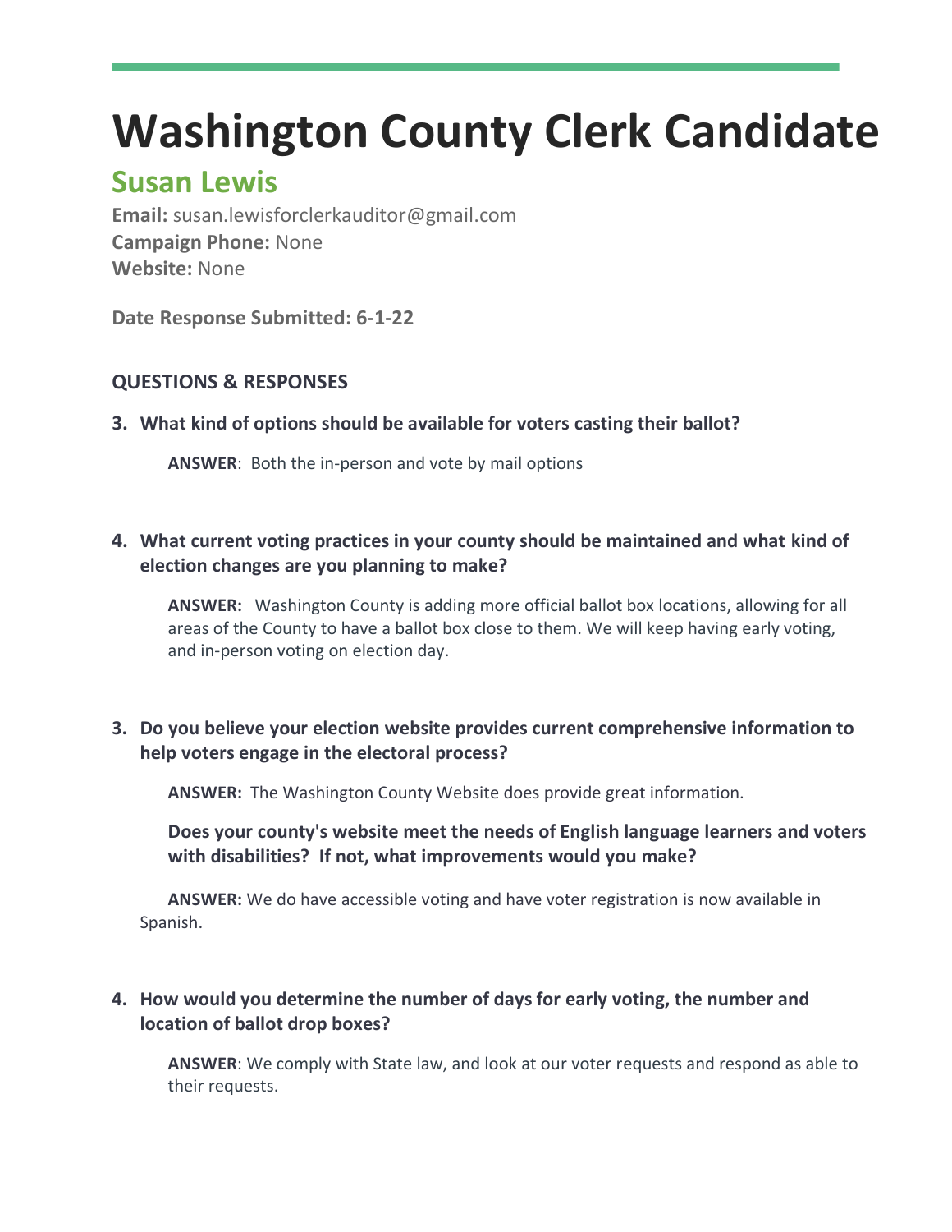# Washington County Clerk Candidate

## Susan Lewis

**Email:** susan.lewisforclerkauditor@gmail.com
**Campaign Phone:** None
**Website:** None

**Date Response Submitted: 6-1-22**

### QUESTIONS & RESPONSES

**3. What kind of options should be available for voters casting their ballot?**

**ANSWER**: Both the in-person and vote by mail options

**4. What current voting practices in your county should be maintained and what kind of election changes are you planning to make?**

**ANSWER:** Washington County is adding more official ballot box locations, allowing for all areas of the County to have a ballot box close to them. We will keep having early voting, and in-person voting on election day.

**3. Do you believe your election website provides current comprehensive information to help voters engage in the electoral process?**

**ANSWER:** The Washington County Website does provide great information.

**Does your county's website meet the needs of English language learners and voters with disabilities? If not, what improvements would you make?**

**ANSWER:** We do have accessible voting and have voter registration is now available in Spanish.

**4. How would you determine the number of days for early voting, the number and location of ballot drop boxes?**

**ANSWER**: We comply with State law, and look at our voter requests and respond as able to their requests.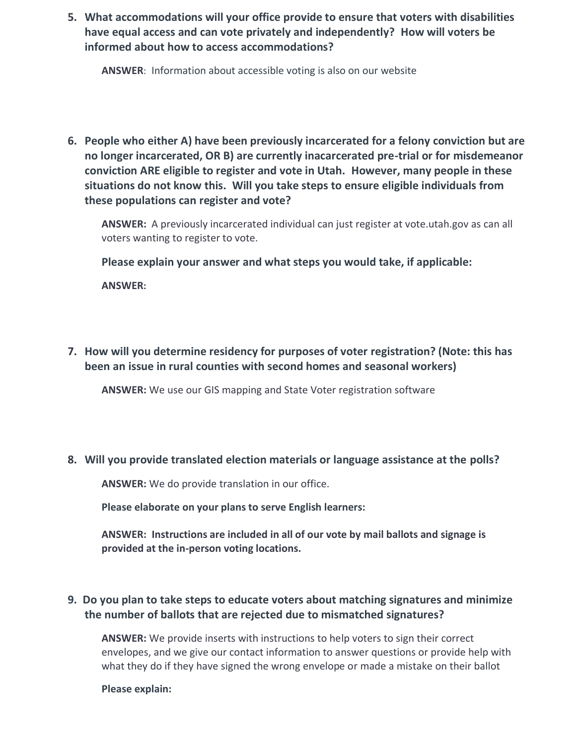5. **What accommodations will your office provide to ensure that voters with disabilities have equal access and can vote privately and independently? How will voters be informed about how to access accommodations?**

   **ANSWER**: Information about accessible voting is also on our website

6. **People who either A) have been previously incarcerated for a felony conviction but are no longer incarcerated, OR B) are currently inacarcerated pre-trial or for misdemeanor conviction ARE eligible to register and vote in Utah. However, many people in these situations do not know this. Will you take steps to ensure eligible individuals from these populations can register and vote?**

   **ANSWER:** A previously incarcerated individual can just register at vote.utah.gov as can all voters wanting to register to vote.

   **Please explain your answer and what steps you would take, if applicable:**

   **ANSWER:**

7. **How will you determine residency for purposes of voter registration? (Note: this has been an issue in rural counties with second homes and seasonal workers)**

   **ANSWER:** We use our GIS mapping and State Voter registration software

8. **Will you provide translated election materials or language assistance at the polls?**

   **ANSWER:** We do provide translation in our office.

   **Please elaborate on your plans to serve English learners:**

   **ANSWER: Instructions are included in all of our vote by mail ballots and signage is provided at the in-person voting locations.**

9. **Do you plan to take steps to educate voters about matching signatures and minimize the number of ballots that are rejected due to mismatched signatures?**

   **ANSWER:** We provide inserts with instructions to help voters to sign their correct envelopes, and we give our contact information to answer questions or provide help with what they do if they have signed the wrong envelope or made a mistake on their ballot

   **Please explain:**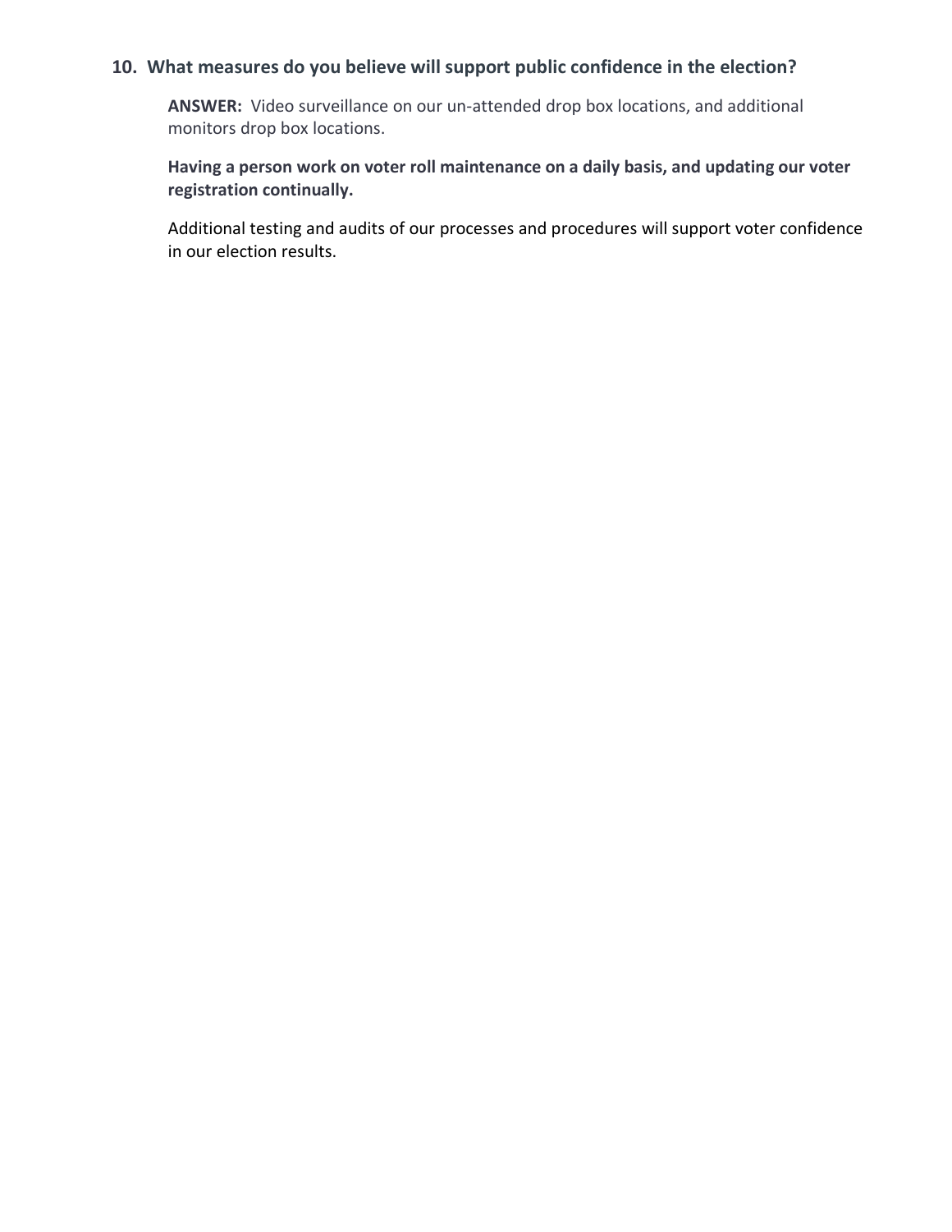**10. What measures do you believe will support public confidence in the election?**

**ANSWER:** Video surveillance on our un-attended drop box locations, and additional monitors drop box locations.

**Having a person work on voter roll maintenance on a daily basis, and updating our voter registration continually.**

Additional testing and audits of our processes and procedures will support voter confidence in our election results.